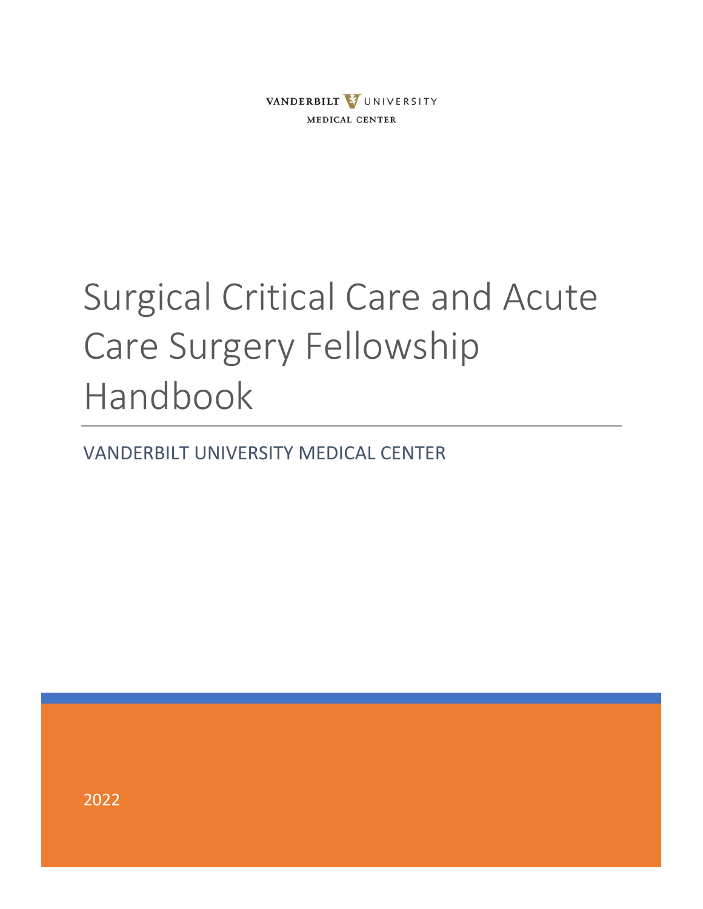VANDERBILT UNIVERSITY
MEDICAL CENTER

# Surgical Critical Care and Acute Care Surgery Fellowship Handbook

VANDERBILT UNIVERSITY MEDICAL CENTER

2022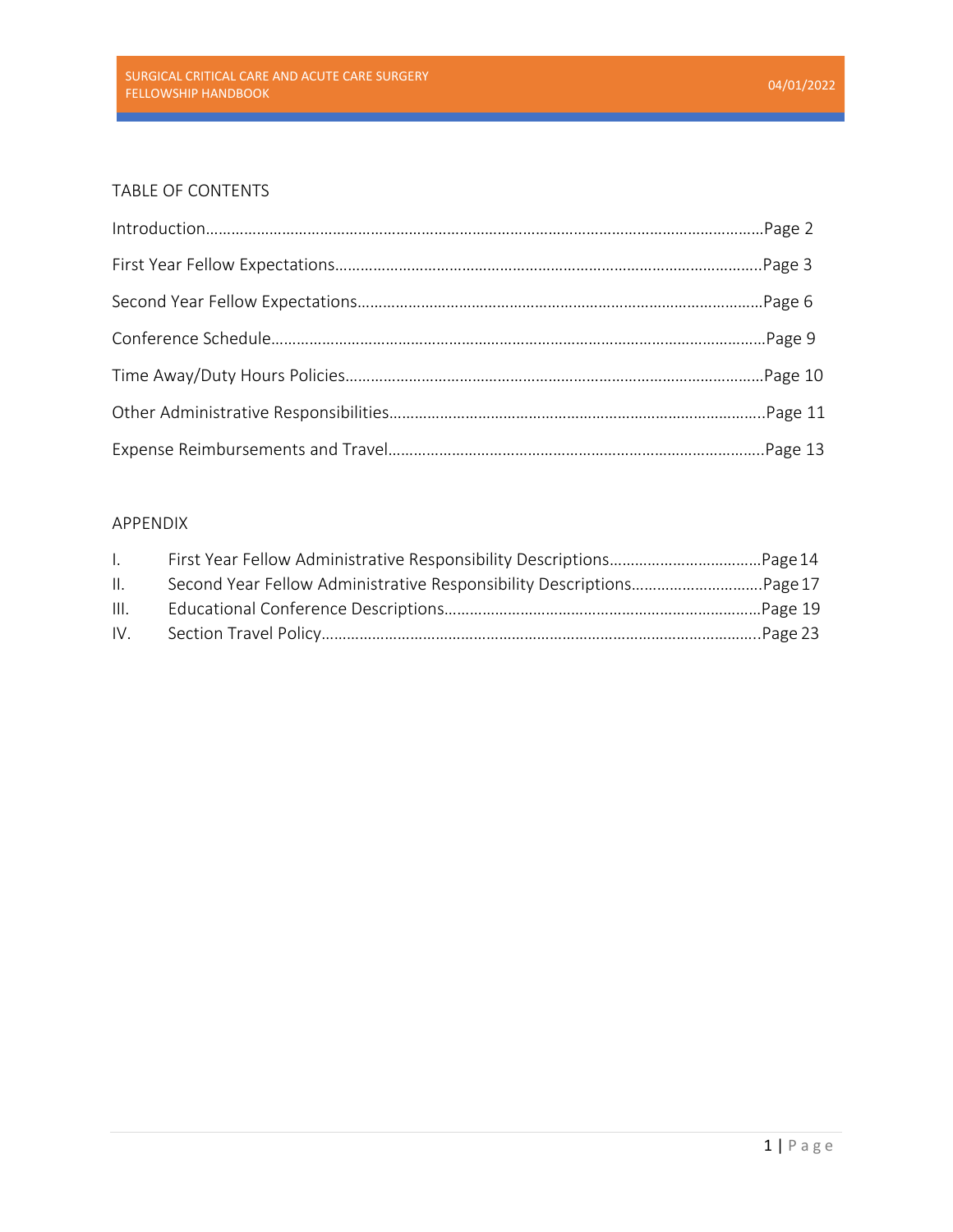## TABLE OF CONTENTS

Introduction……………………………………………………………………………………………………………………Page 2

First Year Fellow Expectations…………………………………………………………………………………………Page 3

Second Year Fellow Expectations……………………………………………………………………………………Page 6

Conference Schedule………………………………………………………………………………………………………Page 9

Time Away/Duty Hours Policies………………………………………………………………………………………Page 10

Other Administrative Responsibilities………………………………………………………………………………Page 11

Expense Reimbursements and Travel………………………………………………………………………………Page 13

## APPENDIX

I. First Year Fellow Administrative Responsibility Descriptions………………………………Page 14

II. Second Year Fellow Administrative Responsibility Descriptions…………………………Page 17

III. Educational Conference Descriptions…………………………………………………………………Page 19

IV. Section Travel Policy…………………………………………………………………………………………Page 23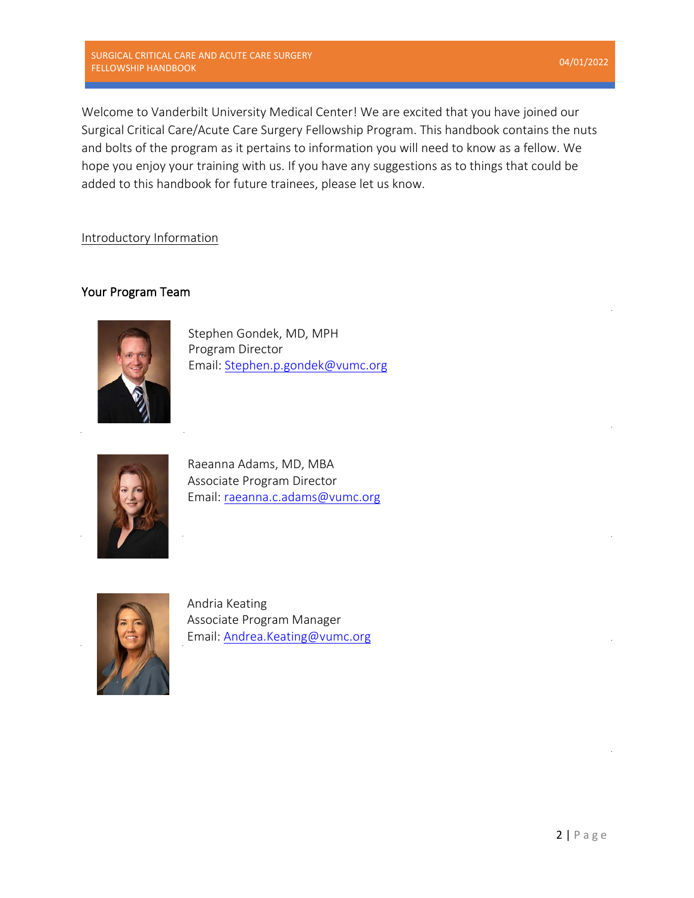Welcome to Vanderbilt University Medical Center! We are excited that you have joined our Surgical Critical Care/Acute Care Surgery Fellowship Program. This handbook contains the nuts and bolts of the program as it pertains to information you will need to know as a fellow. We hope you enjoy your training with us. If you have any suggestions as to things that could be added to this handbook for future trainees, please let us know.

Introductory Information

## Your Program Team

Stephen Gondek, MD, MPH
Program Director
Email: Stephen.p.gondek@vumc.org

Raeanna Adams, MD, MBA
Associate Program Director
Email: raeanna.c.adams@vumc.org

Andria Keating
Associate Program Manager
Email: Andrea.Keating@vumc.org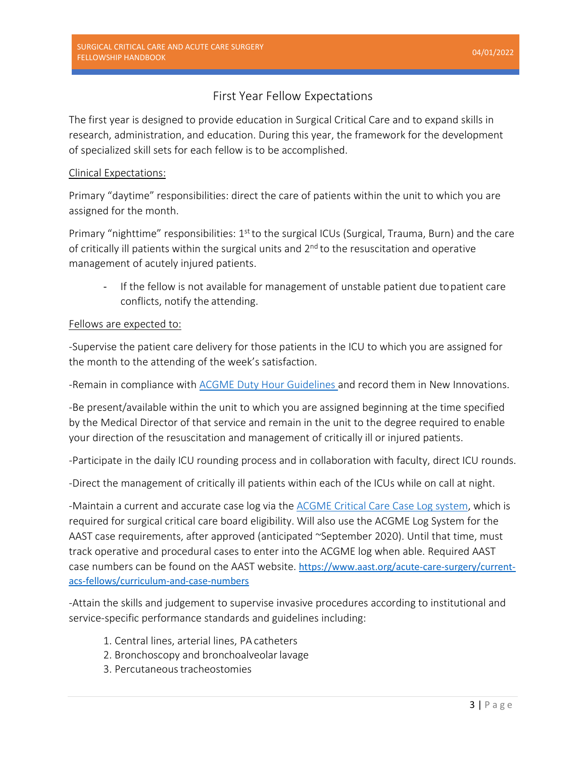# First Year Fellow Expectations

The first year is designed to provide education in Surgical Critical Care and to expand skills in research, administration, and education. During this year, the framework for the development of specialized skill sets for each fellow is to be accomplished.

Clinical Expectations:

Primary "daytime" responsibilities: direct the care of patients within the unit to which you are assigned for the month.

Primary "nighttime" responsibilities: 1st to the surgical ICUs (Surgical, Trauma, Burn) and the care of critically ill patients within the surgical units and 2nd to the resuscitation and operative management of acutely injured patients.

- If the fellow is not available for management of unstable patient due to patient care conflicts, notify the attending.

Fellows are expected to:

-Supervise the patient care delivery for those patients in the ICU to which you are assigned for the month to the attending of the week's satisfaction.

-Remain in compliance with ACGME Duty Hour Guidelines and record them in New Innovations.

-Be present/available within the unit to which you are assigned beginning at the time specified by the Medical Director of that service and remain in the unit to the degree required to enable your direction of the resuscitation and management of critically ill or injured patients.

-Participate in the daily ICU rounding process and in collaboration with faculty, direct ICU rounds.

-Direct the management of critically ill patients within each of the ICUs while on call at night.

-Maintain a current and accurate case log via the ACGME Critical Care Case Log system, which is required for surgical critical care board eligibility. Will also use the ACGME Log System for the AAST case requirements, after approved (anticipated ~September 2020). Until that time, must track operative and procedural cases to enter into the ACGME log when able. Required AAST case numbers can be found on the AAST website. https://www.aast.org/acute-care-surgery/current-acs-fellows/curriculum-and-case-numbers

-Attain the skills and judgement to supervise invasive procedures according to institutional and service-specific performance standards and guidelines including:

1. Central lines, arterial lines, PA catheters
2. Bronchoscopy and bronchoalveolar lavage
3. Percutaneous tracheostomies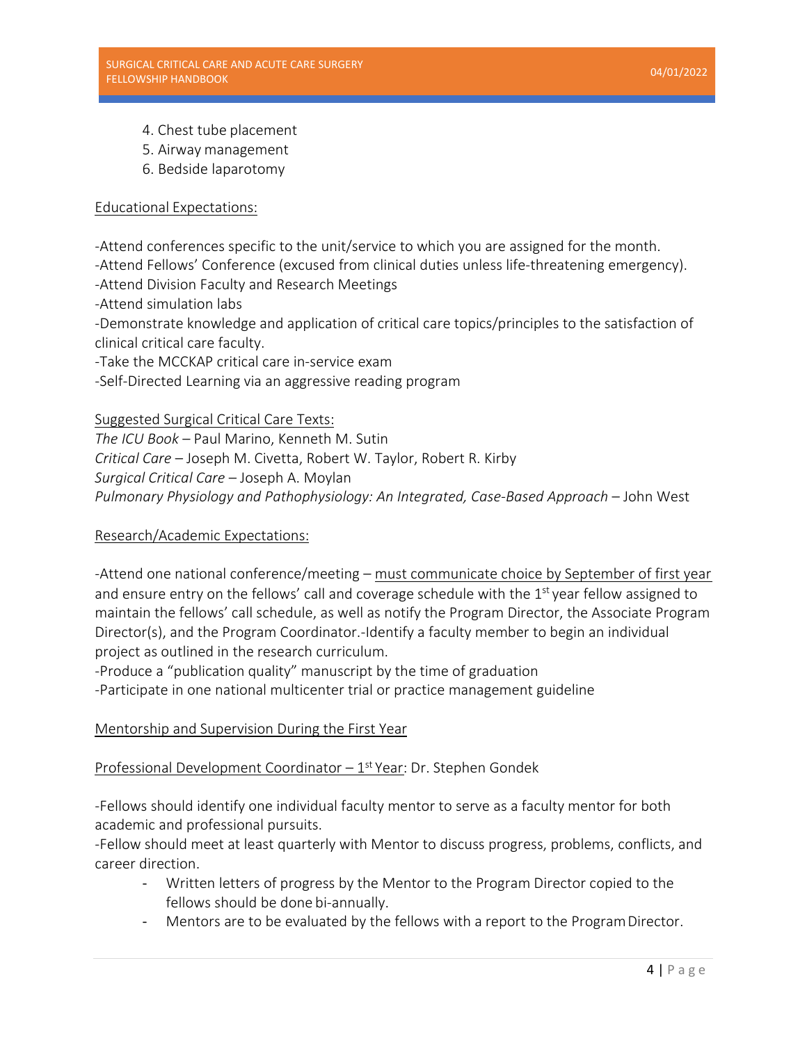4. Chest tube placement
5. Airway management
6. Bedside laparotomy

Educational Expectations:

-Attend conferences specific to the unit/service to which you are assigned for the month.
-Attend Fellows' Conference (excused from clinical duties unless life-threatening emergency).
-Attend Division Faculty and Research Meetings
-Attend simulation labs
-Demonstrate knowledge and application of critical care topics/principles to the satisfaction of clinical critical care faculty.
-Take the MCCKAP critical care in-service exam
-Self-Directed Learning via an aggressive reading program

Suggested Surgical Critical Care Texts:
*The ICU Book* – Paul Marino, Kenneth M. Sutin
*Critical Care* – Joseph M. Civetta, Robert W. Taylor, Robert R. Kirby
*Surgical Critical Care* – Joseph A. Moylan
*Pulmonary Physiology and Pathophysiology: An Integrated, Case-Based Approach* – John West

Research/Academic Expectations:

-Attend one national conference/meeting – must communicate choice by September of first year and ensure entry on the fellows' call and coverage schedule with the 1st year fellow assigned to maintain the fellows' call schedule, as well as notify the Program Director, the Associate Program Director(s), and the Program Coordinator.-Identify a faculty member to begin an individual project as outlined in the research curriculum.
-Produce a "publication quality" manuscript by the time of graduation
-Participate in one national multicenter trial or practice management guideline

Mentorship and Supervision During the First Year

Professional Development Coordinator – 1st Year: Dr. Stephen Gondek

-Fellows should identify one individual faculty mentor to serve as a faculty mentor for both academic and professional pursuits.
-Fellow should meet at least quarterly with Mentor to discuss progress, problems, conflicts, and career direction.

- Written letters of progress by the Mentor to the Program Director copied to the fellows should be done bi-annually.
- Mentors are to be evaluated by the fellows with a report to the Program Director.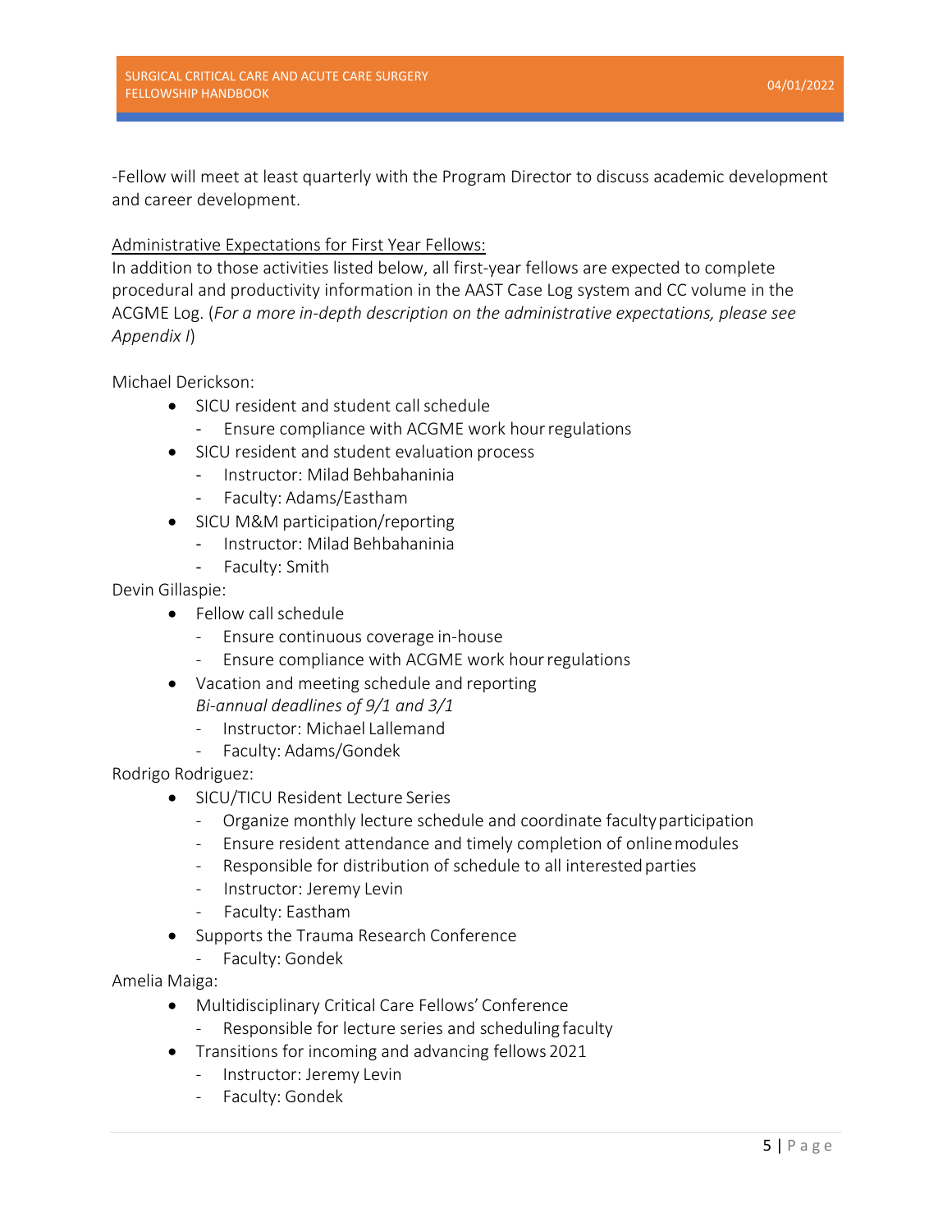-Fellow will meet at least quarterly with the Program Director to discuss academic development and career development.

Administrative Expectations for First Year Fellows:

In addition to those activities listed below, all first-year fellows are expected to complete procedural and productivity information in the AAST Case Log system and CC volume in the ACGME Log. (*For a more in-depth description on the administrative expectations, please see Appendix I*)

Michael Derickson:

- SICU resident and student call schedule
  - Ensure compliance with ACGME work hour regulations
- SICU resident and student evaluation process
  - Instructor: Milad Behbahaninia
  - Faculty: Adams/Eastham
- SICU M&M participation/reporting
  - Instructor: Milad Behbahaninia
  - Faculty: Smith

Devin Gillaspie:

- Fellow call schedule
  - Ensure continuous coverage in-house
  - Ensure compliance with ACGME work hour regulations
- Vacation and meeting schedule and reporting
  *Bi-annual deadlines of 9/1 and 3/1*
  - Instructor: Michael Lallemand
  - Faculty: Adams/Gondek

Rodrigo Rodriguez:

- SICU/TICU Resident Lecture Series
  - Organize monthly lecture schedule and coordinate faculty participation
  - Ensure resident attendance and timely completion of online modules
  - Responsible for distribution of schedule to all interested parties
  - Instructor: Jeremy Levin
  - Faculty: Eastham
- Supports the Trauma Research Conference
  - Faculty: Gondek

Amelia Maiga:

- Multidisciplinary Critical Care Fellows' Conference
  - Responsible for lecture series and scheduling faculty
- Transitions for incoming and advancing fellows 2021
  - Instructor: Jeremy Levin
  - Faculty: Gondek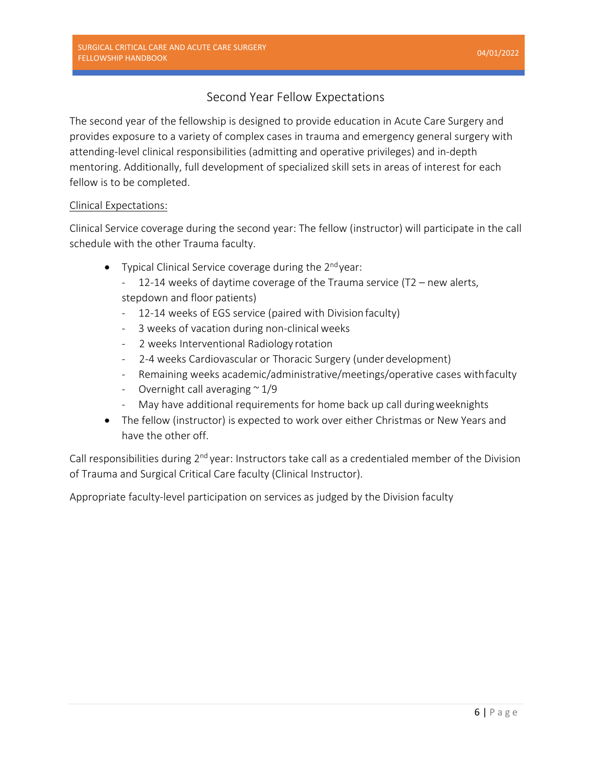## Second Year Fellow Expectations

The second year of the fellowship is designed to provide education in Acute Care Surgery and provides exposure to a variety of complex cases in trauma and emergency general surgery with attending-level clinical responsibilities (admitting and operative privileges) and in-depth mentoring. Additionally, full development of specialized skill sets in areas of interest for each fellow is to be completed.

Clinical Expectations:

Clinical Service coverage during the second year: The fellow (instructor) will participate in the call schedule with the other Trauma faculty.

- Typical Clinical Service coverage during the 2nd year:
  - 12-14 weeks of daytime coverage of the Trauma service (T2 – new alerts, stepdown and floor patients)
  - 12-14 weeks of EGS service (paired with Division faculty)
  - 3 weeks of vacation during non-clinical weeks
  - 2 weeks Interventional Radiology rotation
  - 2-4 weeks Cardiovascular or Thoracic Surgery (under development)
  - Remaining weeks academic/administrative/meetings/operative cases with faculty
  - Overnight call averaging ~ 1/9
  - May have additional requirements for home back up call during weeknights
- The fellow (instructor) is expected to work over either Christmas or New Years and have the other off.

Call responsibilities during 2nd year: Instructors take call as a credentialed member of the Division of Trauma and Surgical Critical Care faculty (Clinical Instructor).

Appropriate faculty-level participation on services as judged by the Division faculty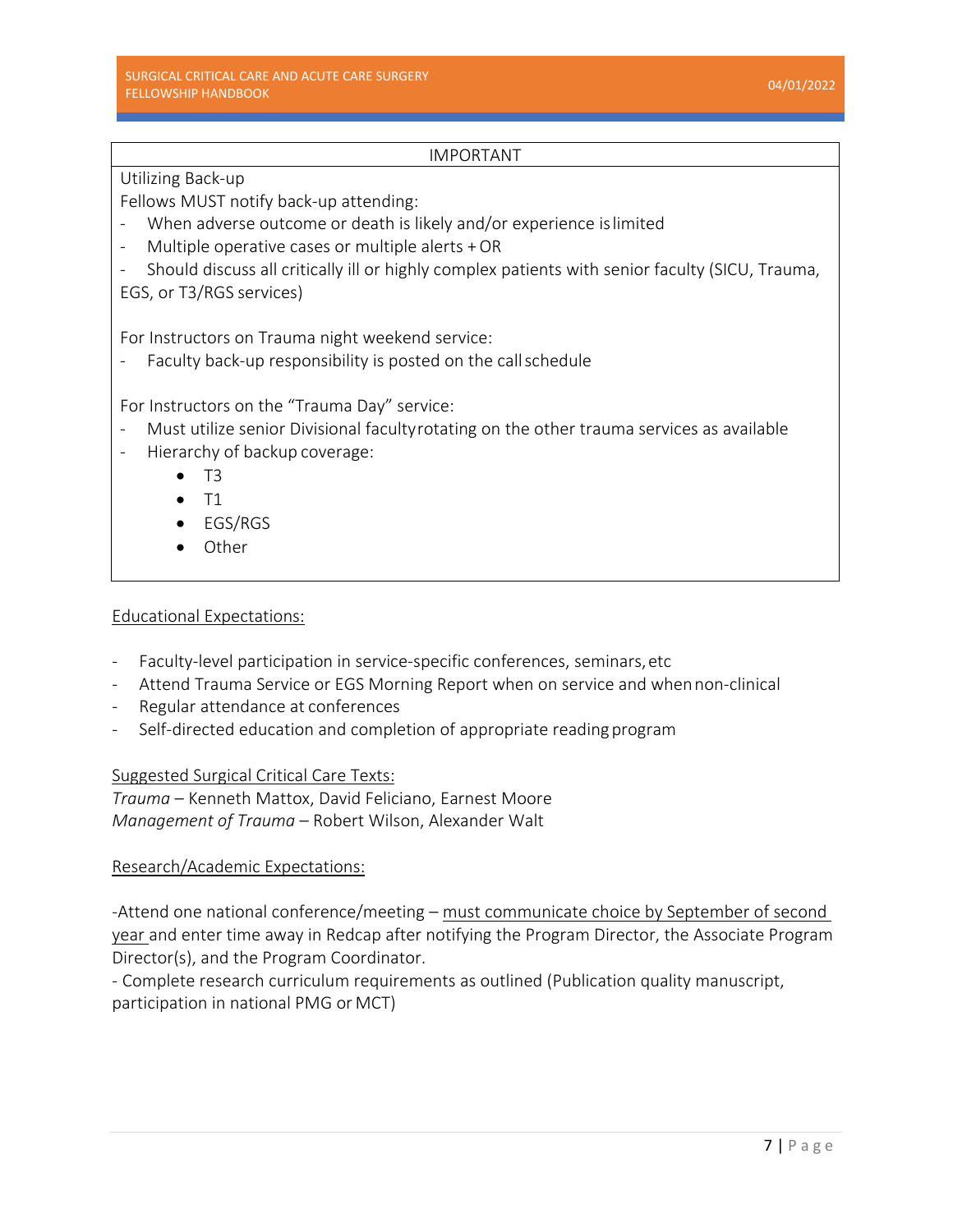| IMPORTANT |
| --- |
| Utilizing Back-up<br>Fellows MUST notify back-up attending:<br>- When adverse outcome or death is likely and/or experience is limited<br>- Multiple operative cases or multiple alerts + OR<br>- Should discuss all critically ill or highly complex patients with senior faculty (SICU, Trauma, EGS, or T3/RGS services)<br><br>For Instructors on Trauma night weekend service:<br>- Faculty back-up responsibility is posted on the call schedule<br><br>For Instructors on the "Trauma Day" service:<br>- Must utilize senior Divisional faculty rotating on the other trauma services as available<br>- Hierarchy of backup coverage:<br>• T3<br>• T1<br>• EGS/RGS<br>• Other |

<u>Educational Expectations:</u>

- Faculty-level participation in service-specific conferences, seminars, etc
- Attend Trauma Service or EGS Morning Report when on service and when non-clinical
- Regular attendance at conferences
- Self-directed education and completion of appropriate reading program

<u>Suggested Surgical Critical Care Texts:</u>

*Trauma* – Kenneth Mattox, David Feliciano, Earnest Moore
*Management of Trauma* – Robert Wilson, Alexander Walt

<u>Research/Academic Expectations:</u>

-Attend one national conference/meeting – <u>must communicate choice by September of second year</u> and enter time away in Redcap after notifying the Program Director, the Associate Program Director(s), and the Program Coordinator.
- Complete research curriculum requirements as outlined (Publication quality manuscript, participation in national PMG or MCT)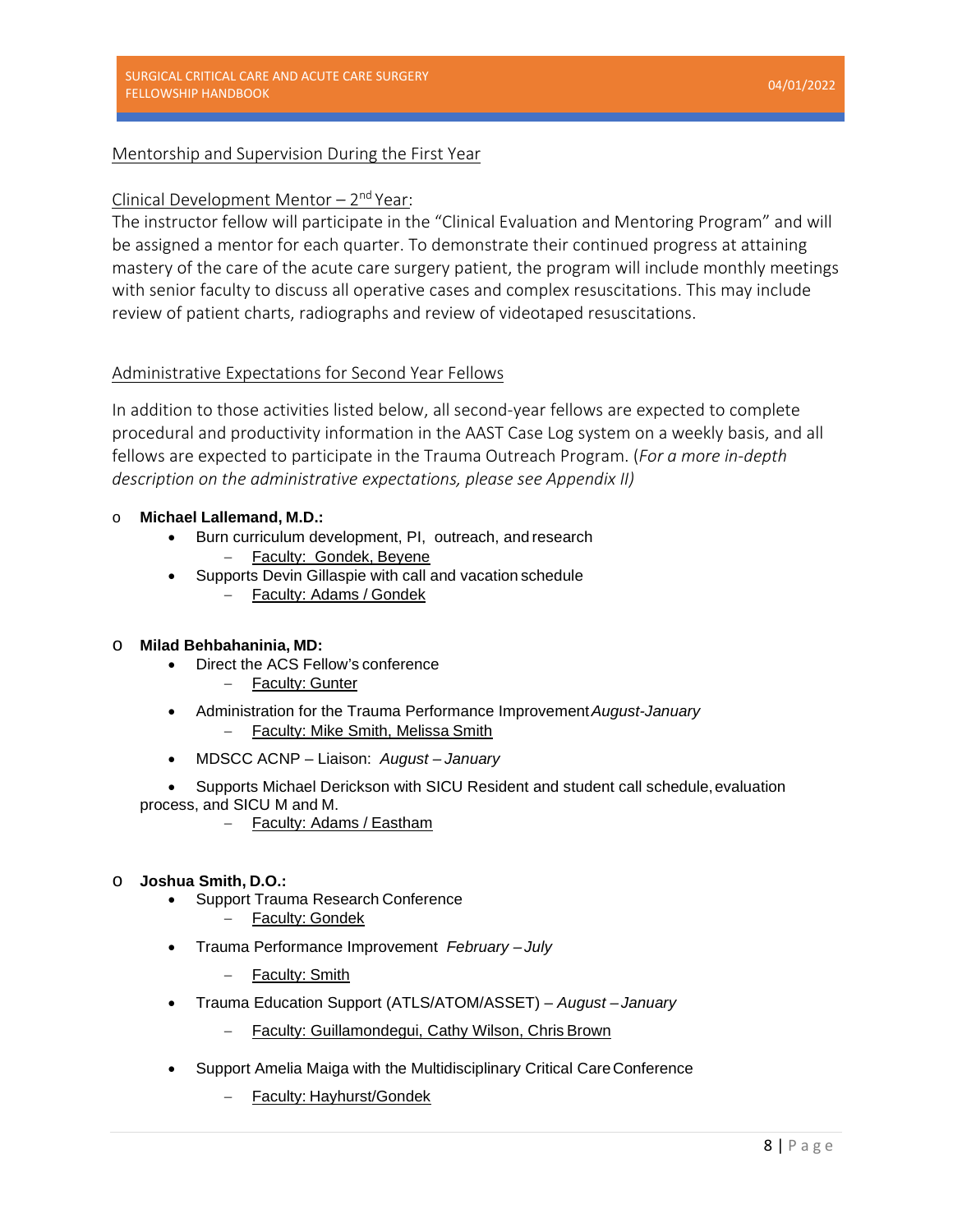Mentorship and Supervision During the First Year

Clinical Development Mentor – 2nd Year:

The instructor fellow will participate in the "Clinical Evaluation and Mentoring Program" and will be assigned a mentor for each quarter. To demonstrate their continued progress at attaining mastery of the care of the acute care surgery patient, the program will include monthly meetings with senior faculty to discuss all operative cases and complex resuscitations. This may include review of patient charts, radiographs and review of videotaped resuscitations.

Administrative Expectations for Second Year Fellows

In addition to those activities listed below, all second-year fellows are expected to complete procedural and productivity information in the AAST Case Log system on a weekly basis, and all fellows are expected to participate in the Trauma Outreach Program. (*For a more in-depth description on the administrative expectations, please see Appendix II)*

- **Michael Lallemand, M.D.:**
  - Burn curriculum development, PI, outreach, and research
    - Faculty: Gondek, Beyene
  - Supports Devin Gillaspie with call and vacation schedule
    - Faculty: Adams / Gondek

- **Milad Behbahaninia, MD:**
  - Direct the ACS Fellow's conference
    - Faculty: Gunter
  - Administration for the Trauma Performance Improvement *August-January*
    - Faculty: Mike Smith, Melissa Smith
  - MDSCC ACNP – Liaison: *August – January*
  - Supports Michael Derickson with SICU Resident and student call schedule, evaluation process, and SICU M and M.
    - Faculty: Adams / Eastham

- **Joshua Smith, D.O.:**
  - Support Trauma Research Conference
    - Faculty: Gondek
  - Trauma Performance Improvement *February – July*
    - Faculty: Smith
  - Trauma Education Support (ATLS/ATOM/ASSET) – *August – January*
    - Faculty: Guillamondegui, Cathy Wilson, Chris Brown
  - Support Amelia Maiga with the Multidisciplinary Critical Care Conference
    - Faculty: Hayhurst/Gondek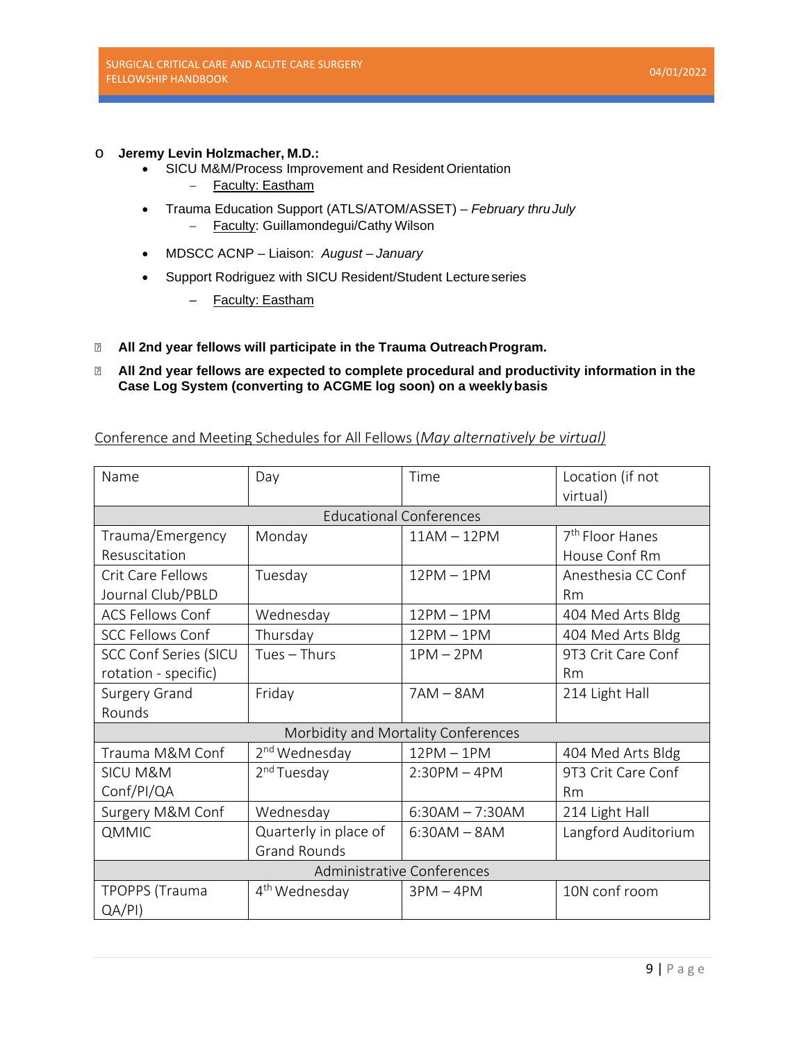- **Jeremy Levin Holzmacher, M.D.:**
  - SICU M&M/Process Improvement and Resident Orientation
    - Faculty: Eastham
  - Trauma Education Support (ATLS/ATOM/ASSET) – *February thru July*
    - Faculty: Guillamondegui/Cathy Wilson
  - MDSCC ACNP – Liaison: *August – January*
  - Support Rodriguez with SICU Resident/Student Lecture series
    - Faculty: Eastham

- **All 2nd year fellows will participate in the Trauma Outreach Program.**
- **All 2nd year fellows are expected to complete procedural and productivity information in the Case Log System (converting to ACGME log soon) on a weekly basis**

Conference and Meeting Schedules for All Fellows (*May alternatively be virtual)*

| Name | Day | Time | Location (if not virtual) |
|---|---|---|---|
| Educational Conferences | | | |
| Trauma/Emergency Resuscitation | Monday | 11AM – 12PM | 7th Floor Hanes House Conf Rm |
| Crit Care Fellows Journal Club/PBLD | Tuesday | 12PM – 1PM | Anesthesia CC Conf Rm |
| ACS Fellows Conf | Wednesday | 12PM – 1PM | 404 Med Arts Bldg |
| SCC Fellows Conf | Thursday | 12PM – 1PM | 404 Med Arts Bldg |
| SCC Conf Series (SICU rotation - specific) | Tues – Thurs | 1PM – 2PM | 9T3 Crit Care Conf Rm |
| Surgery Grand Rounds | Friday | 7AM – 8AM | 214 Light Hall |
| Morbidity and Mortality Conferences | | | |
| Trauma M&M Conf | 2nd Wednesday | 12PM – 1PM | 404 Med Arts Bldg |
| SICU M&M Conf/PI/QA | 2nd Tuesday | 2:30PM – 4PM | 9T3 Crit Care Conf Rm |
| Surgery M&M Conf | Wednesday | 6:30AM – 7:30AM | 214 Light Hall |
| QMMIC | Quarterly in place of Grand Rounds | 6:30AM – 8AM | Langford Auditorium |
| Administrative Conferences | | | |
| TPOPPS (Trauma QA/PI) | 4th Wednesday | 3PM – 4PM | 10N conf room |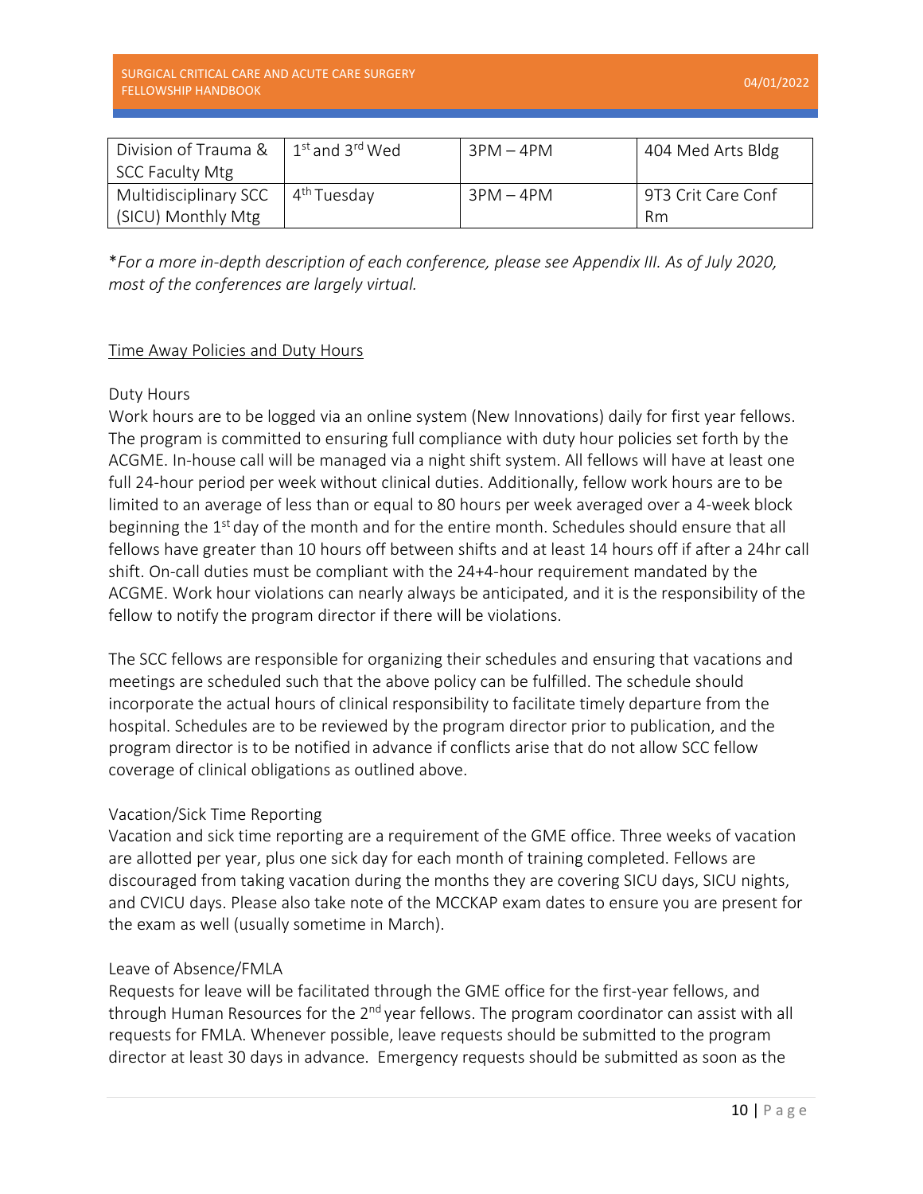| Division of Trauma & SCC Faculty Mtg | 1st and 3rd Wed | 3PM – 4PM | 404 Med Arts Bldg |
|---|---|---|---|
| Multidisciplinary SCC (SICU) Monthly Mtg | 4th Tuesday | 3PM – 4PM | 9T3 Crit Care Conf Rm |

*\*For a more in-depth description of each conference, please see Appendix III. As of July 2020, most of the conferences are largely virtual.*

## Time Away Policies and Duty Hours

### Duty Hours

Work hours are to be logged via an online system (New Innovations) daily for first year fellows. The program is committed to ensuring full compliance with duty hour policies set forth by the ACGME. In-house call will be managed via a night shift system. All fellows will have at least one full 24-hour period per week without clinical duties. Additionally, fellow work hours are to be limited to an average of less than or equal to 80 hours per week averaged over a 4-week block beginning the 1st day of the month and for the entire month. Schedules should ensure that all fellows have greater than 10 hours off between shifts and at least 14 hours off if after a 24hr call shift. On-call duties must be compliant with the 24+4-hour requirement mandated by the ACGME. Work hour violations can nearly always be anticipated, and it is the responsibility of the fellow to notify the program director if there will be violations.

The SCC fellows are responsible for organizing their schedules and ensuring that vacations and meetings are scheduled such that the above policy can be fulfilled. The schedule should incorporate the actual hours of clinical responsibility to facilitate timely departure from the hospital. Schedules are to be reviewed by the program director prior to publication, and the program director is to be notified in advance if conflicts arise that do not allow SCC fellow coverage of clinical obligations as outlined above.

### Vacation/Sick Time Reporting

Vacation and sick time reporting are a requirement of the GME office. Three weeks of vacation are allotted per year, plus one sick day for each month of training completed. Fellows are discouraged from taking vacation during the months they are covering SICU days, SICU nights, and CVICU days. Please also take note of the MCCKAP exam dates to ensure you are present for the exam as well (usually sometime in March).

### Leave of Absence/FMLA

Requests for leave will be facilitated through the GME office for the first-year fellows, and through Human Resources for the 2nd year fellows. The program coordinator can assist with all requests for FMLA. Whenever possible, leave requests should be submitted to the program director at least 30 days in advance. Emergency requests should be submitted as soon as the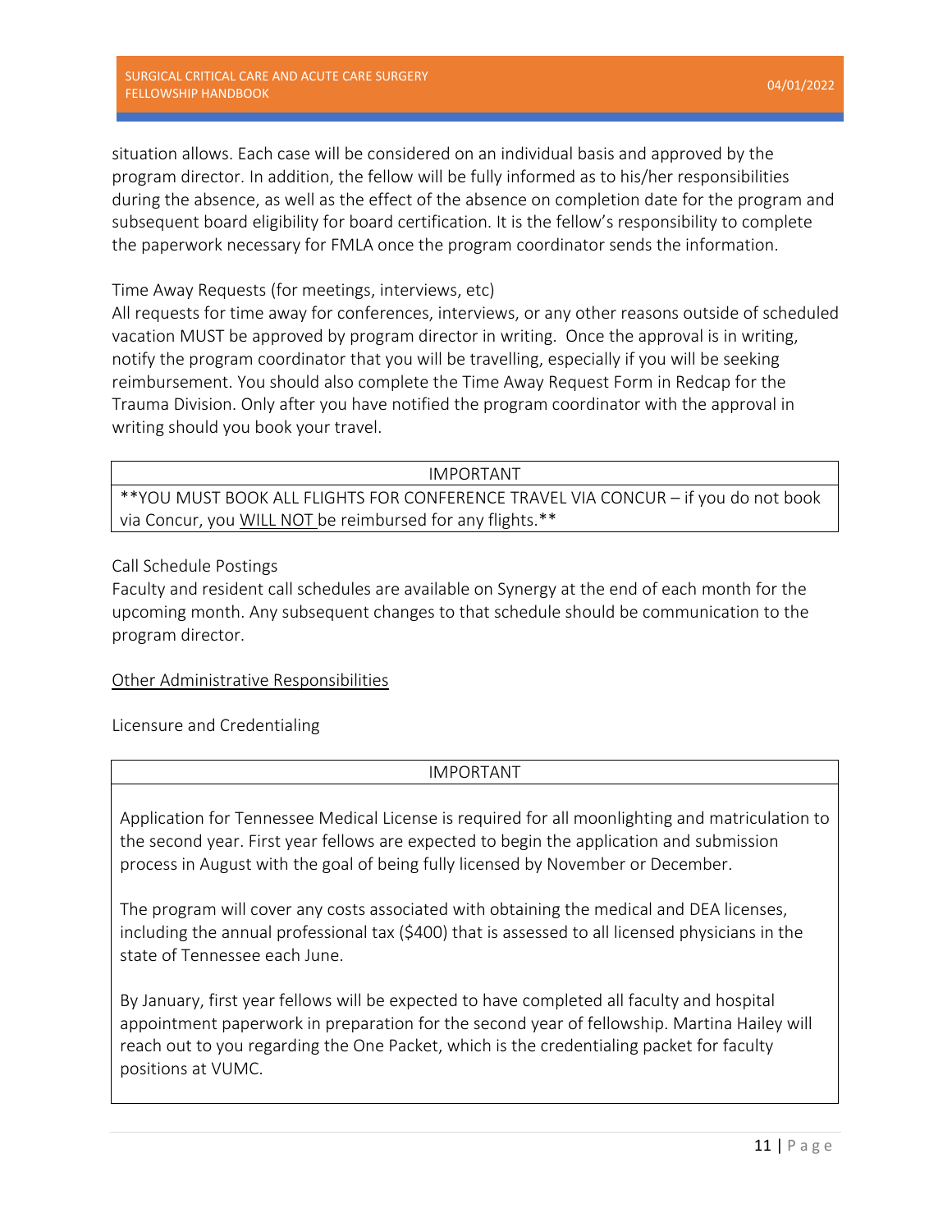situation allows. Each case will be considered on an individual basis and approved by the program director. In addition, the fellow will be fully informed as to his/her responsibilities during the absence, as well as the effect of the absence on completion date for the program and subsequent board eligibility for board certification. It is the fellow's responsibility to complete the paperwork necessary for FMLA once the program coordinator sends the information.

Time Away Requests (for meetings, interviews, etc)

All requests for time away for conferences, interviews, or any other reasons outside of scheduled vacation MUST be approved by program director in writing. Once the approval is in writing, notify the program coordinator that you will be travelling, especially if you will be seeking reimbursement. You should also complete the Time Away Request Form in Redcap for the Trauma Division. Only after you have notified the program coordinator with the approval in writing should you book your travel.

| IMPORTANT |
|---|
| **YOU MUST BOOK ALL FLIGHTS FOR CONFERENCE TRAVEL VIA CONCUR – if you do not book via Concur, you <u>WILL NOT</u> be reimbursed for any flights.** |

Call Schedule Postings

Faculty and resident call schedules are available on Synergy at the end of each month for the upcoming month. Any subsequent changes to that schedule should be communication to the program director.

<u>Other Administrative Responsibilities</u>

Licensure and Credentialing

| IMPORTANT |
|---|
| Application for Tennessee Medical License is required for all moonlighting and matriculation to the second year. First year fellows are expected to begin the application and submission process in August with the goal of being fully licensed by November or December.<br><br>The program will cover any costs associated with obtaining the medical and DEA licenses, including the annual professional tax ($400) that is assessed to all licensed physicians in the state of Tennessee each June.<br><br>By January, first year fellows will be expected to have completed all faculty and hospital appointment paperwork in preparation for the second year of fellowship. Martina Hailey will reach out to you regarding the One Packet, which is the credentialing packet for faculty positions at VUMC. |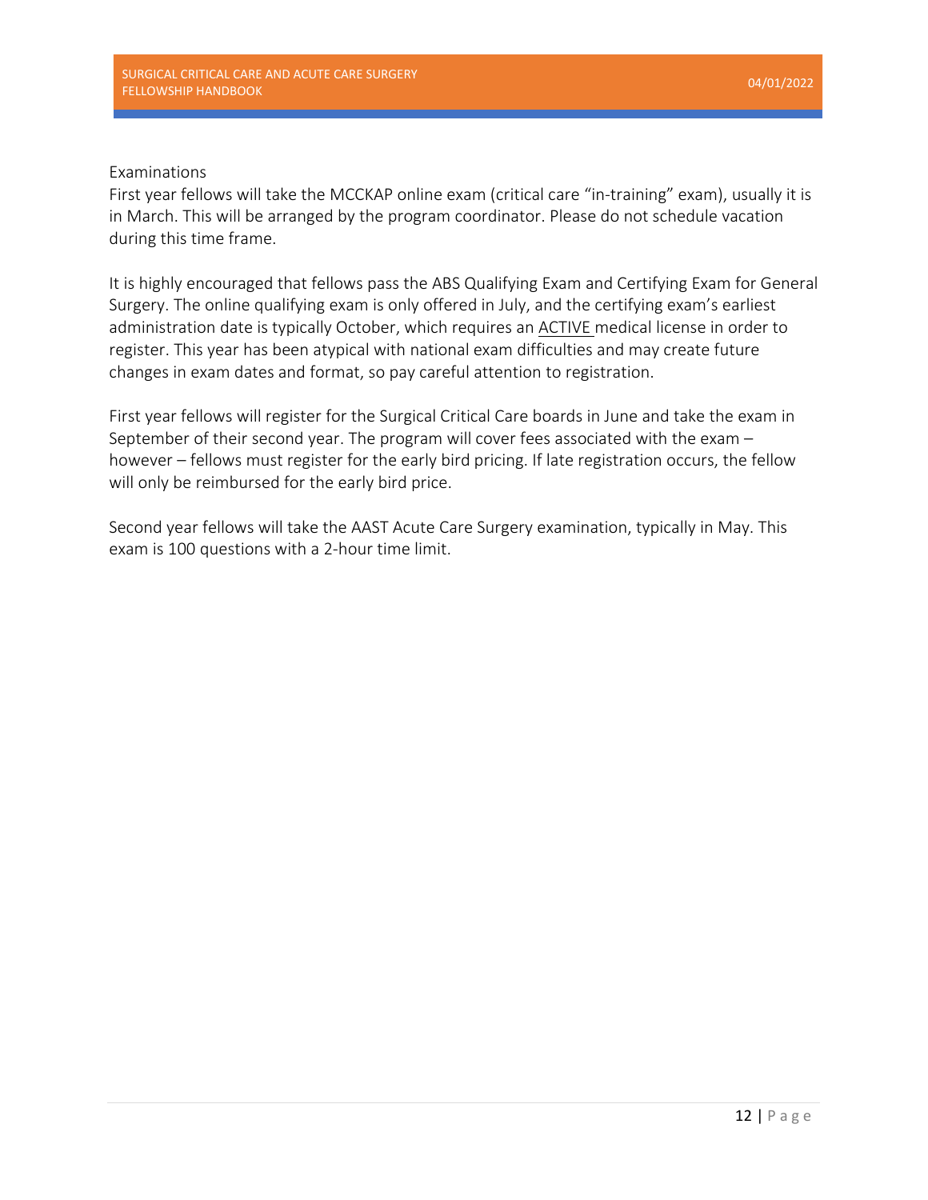## Examinations

First year fellows will take the MCCKAP online exam (critical care "in-training" exam), usually it is in March. This will be arranged by the program coordinator. Please do not schedule vacation during this time frame.

It is highly encouraged that fellows pass the ABS Qualifying Exam and Certifying Exam for General Surgery. The online qualifying exam is only offered in July, and the certifying exam's earliest administration date is typically October, which requires an <u>ACTIVE</u> medical license in order to register. This year has been atypical with national exam difficulties and may create future changes in exam dates and format, so pay careful attention to registration.

First year fellows will register for the Surgical Critical Care boards in June and take the exam in September of their second year. The program will cover fees associated with the exam – however – fellows must register for the early bird pricing. If late registration occurs, the fellow will only be reimbursed for the early bird price.

Second year fellows will take the AAST Acute Care Surgery examination, typically in May. This exam is 100 questions with a 2-hour time limit.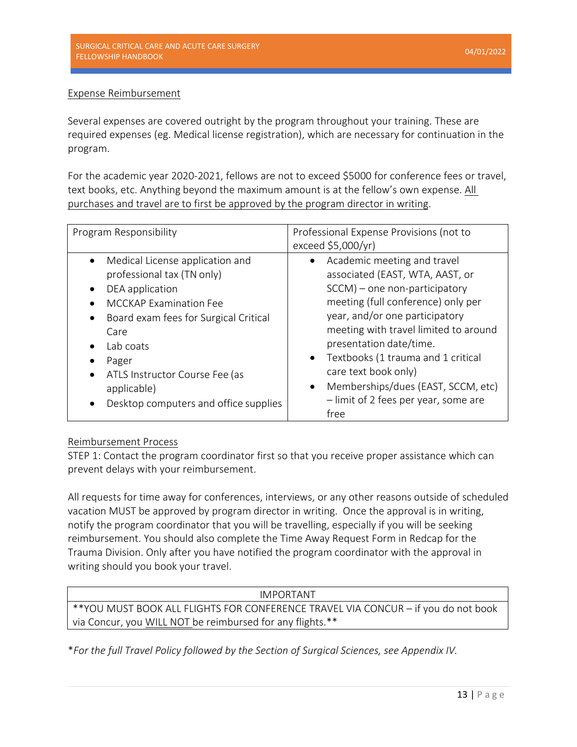Expense Reimbursement

Several expenses are covered outright by the program throughout your training. These are required expenses (eg. Medical license registration), which are necessary for continuation in the program.

For the academic year 2020-2021, fellows are not to exceed $5000 for conference fees or travel, text books, etc. Anything beyond the maximum amount is at the fellow's own expense. <u>All purchases and travel are to first be approved by the program director in writing</u>.

| Program Responsibility | Professional Expense Provisions (not to exceed $5,000/yr) |
| --- | --- |
| • Medical License application and professional tax (TN only)<br>• DEA application<br>• MCCKAP Examination Fee<br>• Board exam fees for Surgical Critical Care<br>• Lab coats<br>• Pager<br>• ATLS Instructor Course Fee (as applicable)<br>• Desktop computers and office supplies | • Academic meeting and travel associated (EAST, WTA, AAST, or SCCM) – one non-participatory meeting (full conference) only per year, and/or one participatory meeting with travel limited to around presentation date/time.<br>• Textbooks (1 trauma and 1 critical care text book only)<br>• Memberships/dues (EAST, SCCM, etc) – limit of 2 fees per year, some are free |

Reimbursement Process

STEP 1: Contact the program coordinator first so that you receive proper assistance which can prevent delays with your reimbursement.

All requests for time away for conferences, interviews, or any other reasons outside of scheduled vacation MUST be approved by program director in writing. Once the approval is in writing, notify the program coordinator that you will be travelling, especially if you will be seeking reimbursement. You should also complete the Time Away Request Form in Redcap for the Trauma Division. Only after you have notified the program coordinator with the approval in writing should you book your travel.

| IMPORTANT |
| --- |
| **YOU MUST BOOK ALL FLIGHTS FOR CONFERENCE TRAVEL VIA CONCUR – if you do not book via Concur, you <u>WILL NOT</u> be reimbursed for any flights.** |

*\*For the full Travel Policy followed by the Section of Surgical Sciences, see Appendix IV.*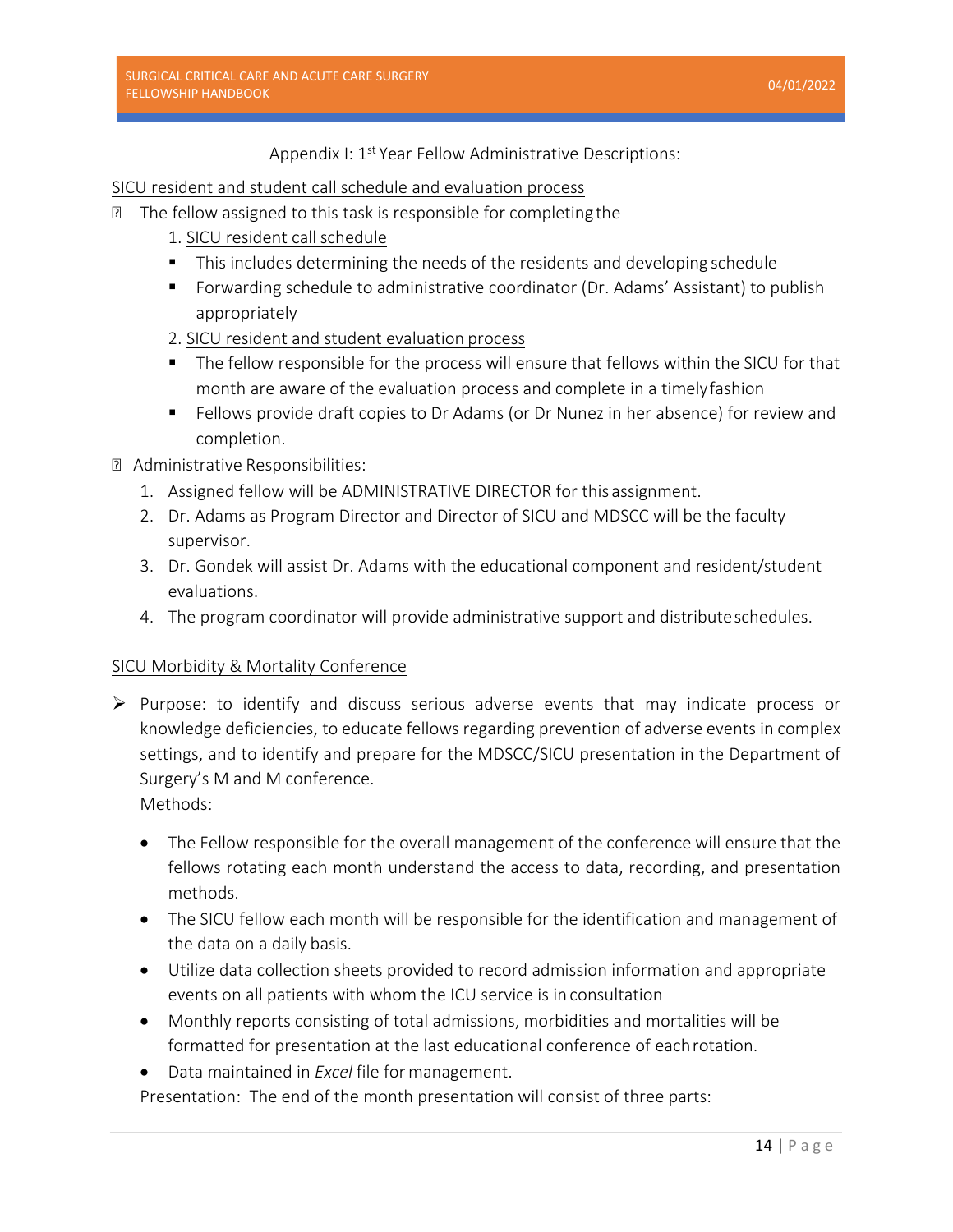## Appendix I: 1st Year Fellow Administrative Descriptions:

### SICU resident and student call schedule and evaluation process

- The fellow assigned to this task is responsible for completing the
  1. SICU resident call schedule
     - This includes determining the needs of the residents and developing schedule
     - Forwarding schedule to administrative coordinator (Dr. Adams' Assistant) to publish appropriately
  2. SICU resident and student evaluation process
     - The fellow responsible for the process will ensure that fellows within the SICU for that month are aware of the evaluation process and complete in a timely fashion
     - Fellows provide draft copies to Dr Adams (or Dr Nunez in her absence) for review and completion.
- Administrative Responsibilities:
  1. Assigned fellow will be ADMINISTRATIVE DIRECTOR for this assignment.
  2. Dr. Adams as Program Director and Director of SICU and MDSCC will be the faculty supervisor.
  3. Dr. Gondek will assist Dr. Adams with the educational component and resident/student evaluations.
  4. The program coordinator will provide administrative support and distribute schedules.

### SICU Morbidity & Mortality Conference

- Purpose: to identify and discuss serious adverse events that may indicate process or knowledge deficiencies, to educate fellows regarding prevention of adverse events in complex settings, and to identify and prepare for the MDSCC/SICU presentation in the Department of Surgery's M and M conference.

  Methods:

  - The Fellow responsible for the overall management of the conference will ensure that the fellows rotating each month understand the access to data, recording, and presentation methods.
  - The SICU fellow each month will be responsible for the identification and management of the data on a daily basis.
  - Utilize data collection sheets provided to record admission information and appropriate events on all patients with whom the ICU service is in consultation
  - Monthly reports consisting of total admissions, morbidities and mortalities will be formatted for presentation at the last educational conference of each rotation.
  - Data maintained in *Excel* file for management.

  Presentation: The end of the month presentation will consist of three parts: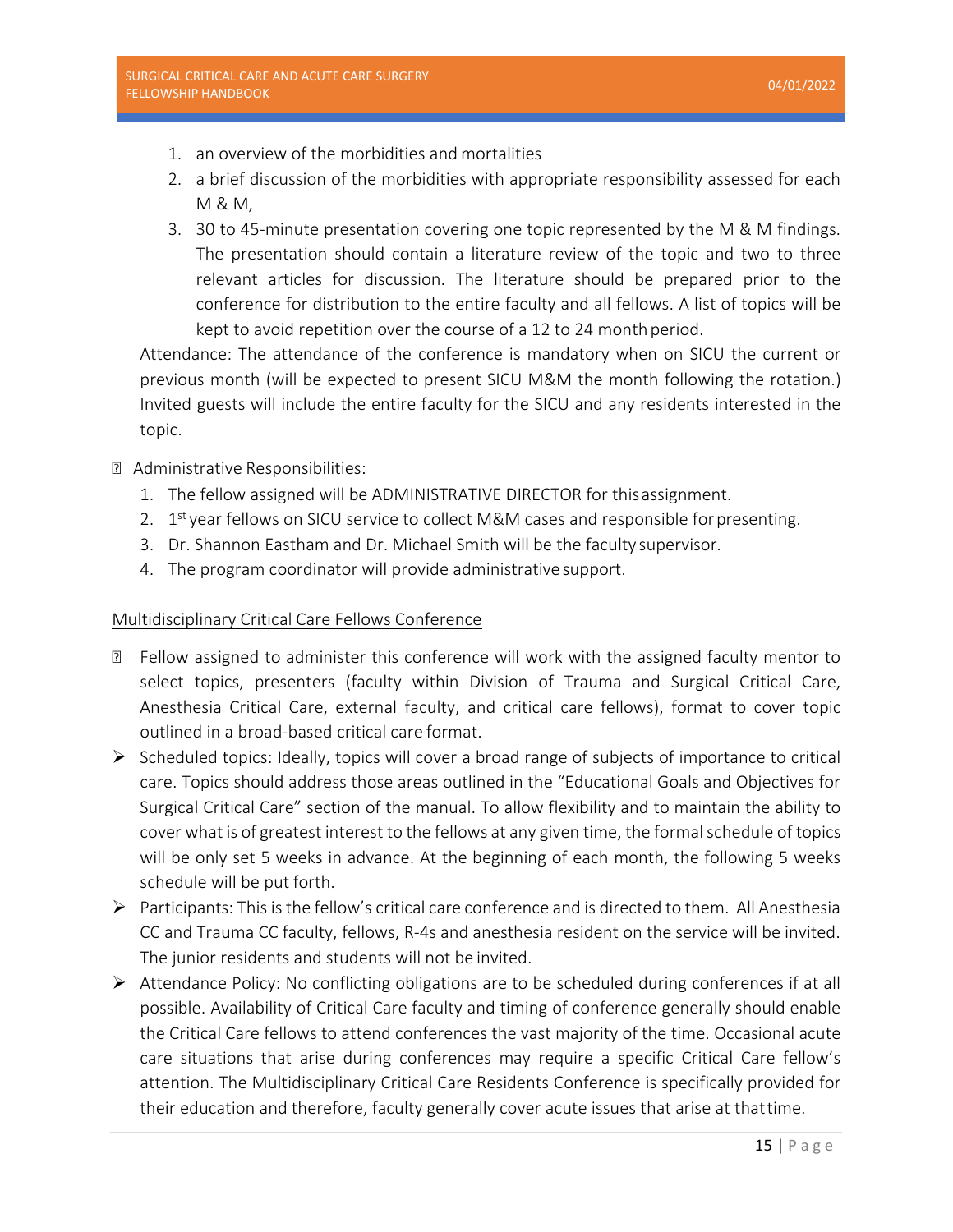1. an overview of the morbidities and mortalities
2. a brief discussion of the morbidities with appropriate responsibility assessed for each M & M,
3. 30 to 45-minute presentation covering one topic represented by the M & M findings. The presentation should contain a literature review of the topic and two to three relevant articles for discussion. The literature should be prepared prior to the conference for distribution to the entire faculty and all fellows. A list of topics will be kept to avoid repetition over the course of a 12 to 24 month period.

Attendance: The attendance of the conference is mandatory when on SICU the current or previous month (will be expected to present SICU M&M the month following the rotation.) Invited guests will include the entire faculty for the SICU and any residents interested in the topic.

- Administrative Responsibilities:
  1. The fellow assigned will be ADMINISTRATIVE DIRECTOR for this assignment.
  2. 1st year fellows on SICU service to collect M&M cases and responsible for presenting.
  3. Dr. Shannon Eastham and Dr. Michael Smith will be the faculty supervisor.
  4. The program coordinator will provide administrative support.

<u>Multidisciplinary Critical Care Fellows Conference</u>

- Fellow assigned to administer this conference will work with the assigned faculty mentor to select topics, presenters (faculty within Division of Trauma and Surgical Critical Care, Anesthesia Critical Care, external faculty, and critical care fellows), format to cover topic outlined in a broad-based critical care format.
- Scheduled topics: Ideally, topics will cover a broad range of subjects of importance to critical care. Topics should address those areas outlined in the "Educational Goals and Objectives for Surgical Critical Care" section of the manual. To allow flexibility and to maintain the ability to cover what is of greatest interest to the fellows at any given time, the formal schedule of topics will be only set 5 weeks in advance. At the beginning of each month, the following 5 weeks schedule will be put forth.
- Participants: This is the fellow's critical care conference and is directed to them. All Anesthesia CC and Trauma CC faculty, fellows, R-4s and anesthesia resident on the service will be invited. The junior residents and students will not be invited.
- Attendance Policy: No conflicting obligations are to be scheduled during conferences if at all possible. Availability of Critical Care faculty and timing of conference generally should enable the Critical Care fellows to attend conferences the vast majority of the time. Occasional acute care situations that arise during conferences may require a specific Critical Care fellow's attention. The Multidisciplinary Critical Care Residents Conference is specifically provided for their education and therefore, faculty generally cover acute issues that arise at that time.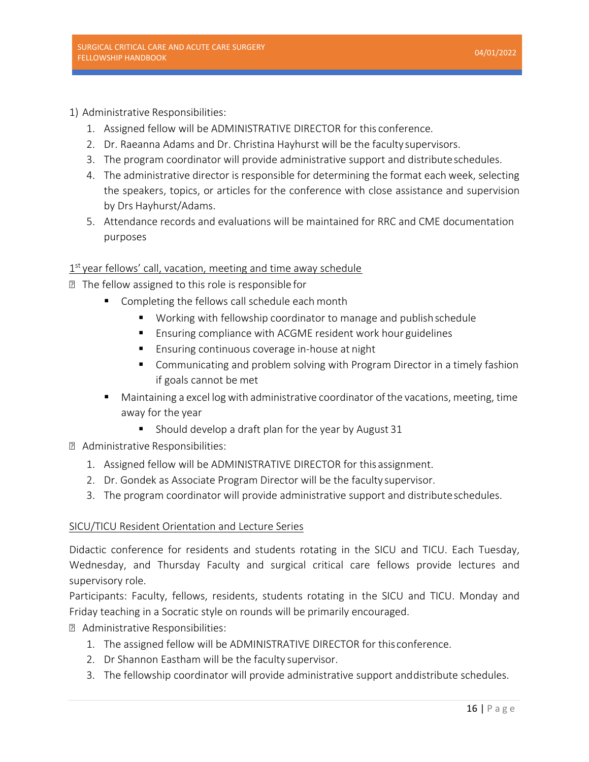1) Administrative Responsibilities:
   1. Assigned fellow will be ADMINISTRATIVE DIRECTOR for this conference.
   2. Dr. Raeanna Adams and Dr. Christina Hayhurst will be the faculty supervisors.
   3. The program coordinator will provide administrative support and distribute schedules.
   4. The administrative director is responsible for determining the format each week, selecting the speakers, topics, or articles for the conference with close assistance and supervision by Drs Hayhurst/Adams.
   5. Attendance records and evaluations will be maintained for RRC and CME documentation purposes

<u>1st year fellows' call, vacation, meeting and time away schedule</u>

- The fellow assigned to this role is responsible for
  - Completing the fellows call schedule each month
    - Working with fellowship coordinator to manage and publish schedule
    - Ensuring compliance with ACGME resident work hour guidelines
    - Ensuring continuous coverage in-house at night
    - Communicating and problem solving with Program Director in a timely fashion if goals cannot be met
  - Maintaining a excel log with administrative coordinator of the vacations, meeting, time away for the year
    - Should develop a draft plan for the year by August 31
- Administrative Responsibilities:
  1. Assigned fellow will be ADMINISTRATIVE DIRECTOR for this assignment.
  2. Dr. Gondek as Associate Program Director will be the faculty supervisor.
  3. The program coordinator will provide administrative support and distribute schedules.

<u>SICU/TICU Resident Orientation and Lecture Series</u>

Didactic conference for residents and students rotating in the SICU and TICU. Each Tuesday, Wednesday, and Thursday Faculty and surgical critical care fellows provide lectures and supervisory role.

Participants: Faculty, fellows, residents, students rotating in the SICU and TICU. Monday and Friday teaching in a Socratic style on rounds will be primarily encouraged.

- Administrative Responsibilities:
  1. The assigned fellow will be ADMINISTRATIVE DIRECTOR for this conference.
  2. Dr Shannon Eastham will be the faculty supervisor.
  3. The fellowship coordinator will provide administrative support and distribute schedules.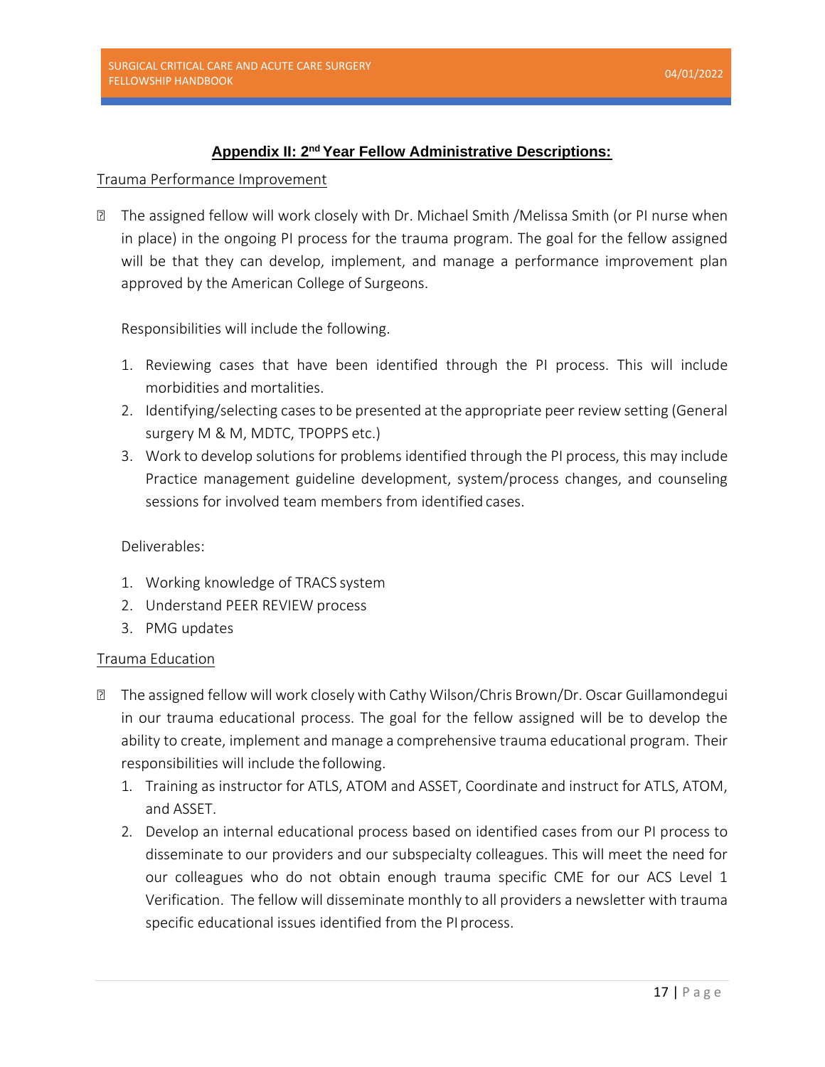## Appendix II: 2nd Year Fellow Administrative Descriptions:

Trauma Performance Improvement

- The assigned fellow will work closely with Dr. Michael Smith /Melissa Smith (or PI nurse when in place) in the ongoing PI process for the trauma program. The goal for the fellow assigned will be that they can develop, implement, and manage a performance improvement plan approved by the American College of Surgeons.

  Responsibilities will include the following.

  1. Reviewing cases that have been identified through the PI process. This will include morbidities and mortalities.
  2. Identifying/selecting cases to be presented at the appropriate peer review setting (General surgery M & M, MDTC, TPOPPS etc.)
  3. Work to develop solutions for problems identified through the PI process, this may include Practice management guideline development, system/process changes, and counseling sessions for involved team members from identified cases.

  Deliverables:

  1. Working knowledge of TRACS system
  2. Understand PEER REVIEW process
  3. PMG updates

Trauma Education

- The assigned fellow will work closely with Cathy Wilson/Chris Brown/Dr. Oscar Guillamondegui in our trauma educational process. The goal for the fellow assigned will be to develop the ability to create, implement and manage a comprehensive trauma educational program. Their responsibilities will include the following.
  1. Training as instructor for ATLS, ATOM and ASSET, Coordinate and instruct for ATLS, ATOM, and ASSET.
  2. Develop an internal educational process based on identified cases from our PI process to disseminate to our providers and our subspecialty colleagues. This will meet the need for our colleagues who do not obtain enough trauma specific CME for our ACS Level 1 Verification. The fellow will disseminate monthly to all providers a newsletter with trauma specific educational issues identified from the PI process.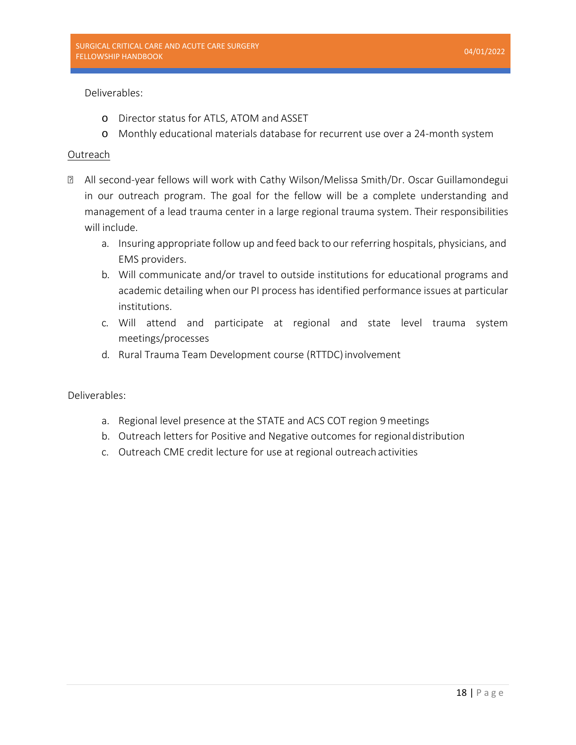Deliverables:

- Director status for ATLS, ATOM and ASSET
- Monthly educational materials database for recurrent use over a 24-month system

Outreach

- All second-year fellows will work with Cathy Wilson/Melissa Smith/Dr. Oscar Guillamondegui in our outreach program. The goal for the fellow will be a complete understanding and management of a lead trauma center in a large regional trauma system. Their responsibilities will include.
    a. Insuring appropriate follow up and feed back to our referring hospitals, physicians, and EMS providers.
    b. Will communicate and/or travel to outside institutions for educational programs and academic detailing when our PI process has identified performance issues at particular institutions.
    c. Will attend and participate at regional and state level trauma system meetings/processes
    d. Rural Trauma Team Development course (RTTDC) involvement

Deliverables:

a. Regional level presence at the STATE and ACS COT region 9 meetings
b. Outreach letters for Positive and Negative outcomes for regional distribution
c. Outreach CME credit lecture for use at regional outreach activities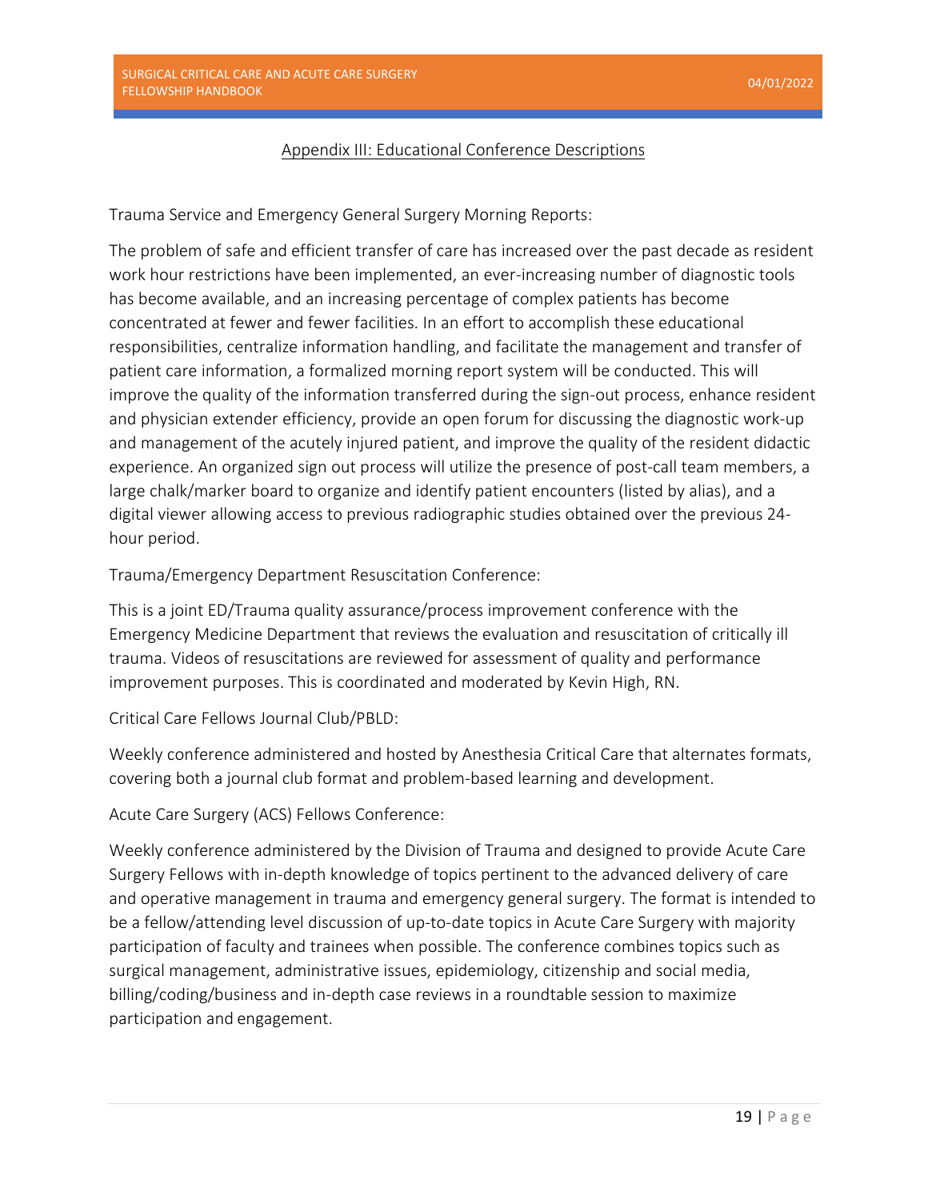## Appendix III: Educational Conference Descriptions

Trauma Service and Emergency General Surgery Morning Reports:

The problem of safe and efficient transfer of care has increased over the past decade as resident work hour restrictions have been implemented, an ever-increasing number of diagnostic tools has become available, and an increasing percentage of complex patients has become concentrated at fewer and fewer facilities. In an effort to accomplish these educational responsibilities, centralize information handling, and facilitate the management and transfer of patient care information, a formalized morning report system will be conducted. This will improve the quality of the information transferred during the sign-out process, enhance resident and physician extender efficiency, provide an open forum for discussing the diagnostic work-up and management of the acutely injured patient, and improve the quality of the resident didactic experience. An organized sign out process will utilize the presence of post-call team members, a large chalk/marker board to organize and identify patient encounters (listed by alias), and a digital viewer allowing access to previous radiographic studies obtained over the previous 24-hour period.

Trauma/Emergency Department Resuscitation Conference:

This is a joint ED/Trauma quality assurance/process improvement conference with the Emergency Medicine Department that reviews the evaluation and resuscitation of critically ill trauma. Videos of resuscitations are reviewed for assessment of quality and performance improvement purposes. This is coordinated and moderated by Kevin High, RN.

Critical Care Fellows Journal Club/PBLD:

Weekly conference administered and hosted by Anesthesia Critical Care that alternates formats, covering both a journal club format and problem-based learning and development.

Acute Care Surgery (ACS) Fellows Conference:

Weekly conference administered by the Division of Trauma and designed to provide Acute Care Surgery Fellows with in-depth knowledge of topics pertinent to the advanced delivery of care and operative management in trauma and emergency general surgery. The format is intended to be a fellow/attending level discussion of up-to-date topics in Acute Care Surgery with majority participation of faculty and trainees when possible. The conference combines topics such as surgical management, administrative issues, epidemiology, citizenship and social media, billing/coding/business and in-depth case reviews in a roundtable session to maximize participation and engagement.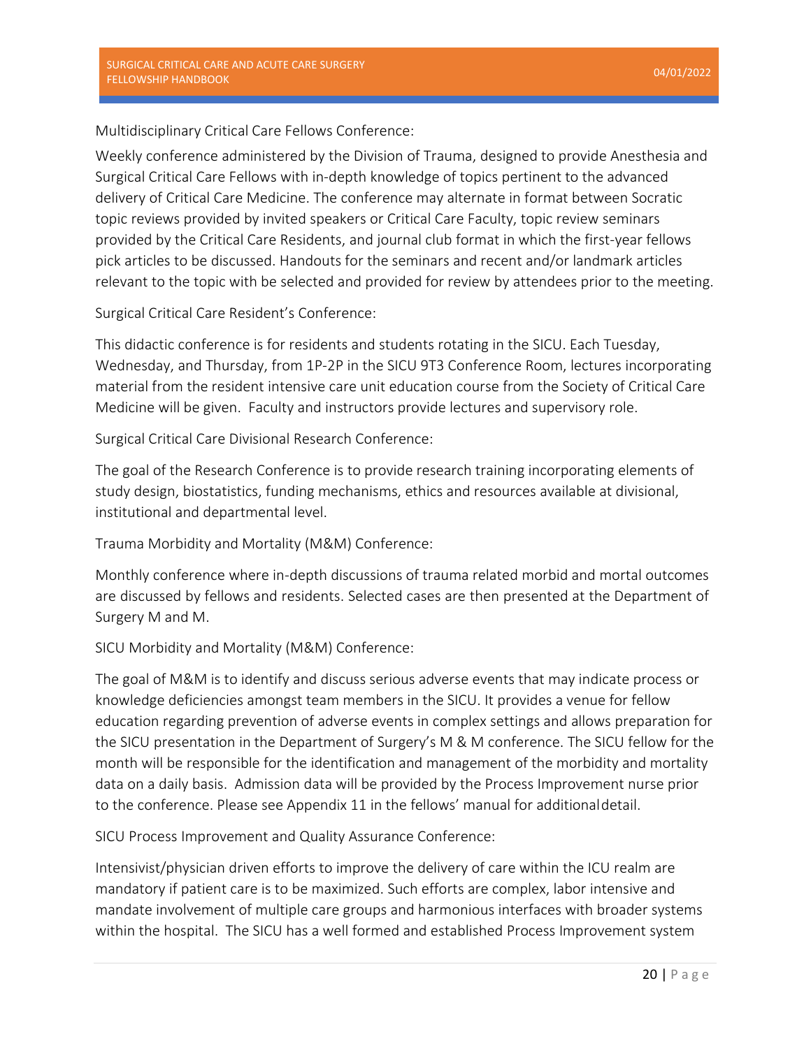Multidisciplinary Critical Care Fellows Conference:

Weekly conference administered by the Division of Trauma, designed to provide Anesthesia and Surgical Critical Care Fellows with in-depth knowledge of topics pertinent to the advanced delivery of Critical Care Medicine. The conference may alternate in format between Socratic topic reviews provided by invited speakers or Critical Care Faculty, topic review seminars provided by the Critical Care Residents, and journal club format in which the first-year fellows pick articles to be discussed. Handouts for the seminars and recent and/or landmark articles relevant to the topic with be selected and provided for review by attendees prior to the meeting.

Surgical Critical Care Resident's Conference:

This didactic conference is for residents and students rotating in the SICU. Each Tuesday, Wednesday, and Thursday, from 1P-2P in the SICU 9T3 Conference Room, lectures incorporating material from the resident intensive care unit education course from the Society of Critical Care Medicine will be given. Faculty and instructors provide lectures and supervisory role.

Surgical Critical Care Divisional Research Conference:

The goal of the Research Conference is to provide research training incorporating elements of study design, biostatistics, funding mechanisms, ethics and resources available at divisional, institutional and departmental level.

Trauma Morbidity and Mortality (M&M) Conference:

Monthly conference where in-depth discussions of trauma related morbid and mortal outcomes are discussed by fellows and residents. Selected cases are then presented at the Department of Surgery M and M.

SICU Morbidity and Mortality (M&M) Conference:

The goal of M&M is to identify and discuss serious adverse events that may indicate process or knowledge deficiencies amongst team members in the SICU. It provides a venue for fellow education regarding prevention of adverse events in complex settings and allows preparation for the SICU presentation in the Department of Surgery's M & M conference. The SICU fellow for the month will be responsible for the identification and management of the morbidity and mortality data on a daily basis. Admission data will be provided by the Process Improvement nurse prior to the conference. Please see Appendix 11 in the fellows' manual for additional detail.

SICU Process Improvement and Quality Assurance Conference:

Intensivist/physician driven efforts to improve the delivery of care within the ICU realm are mandatory if patient care is to be maximized. Such efforts are complex, labor intensive and mandate involvement of multiple care groups and harmonious interfaces with broader systems within the hospital. The SICU has a well formed and established Process Improvement system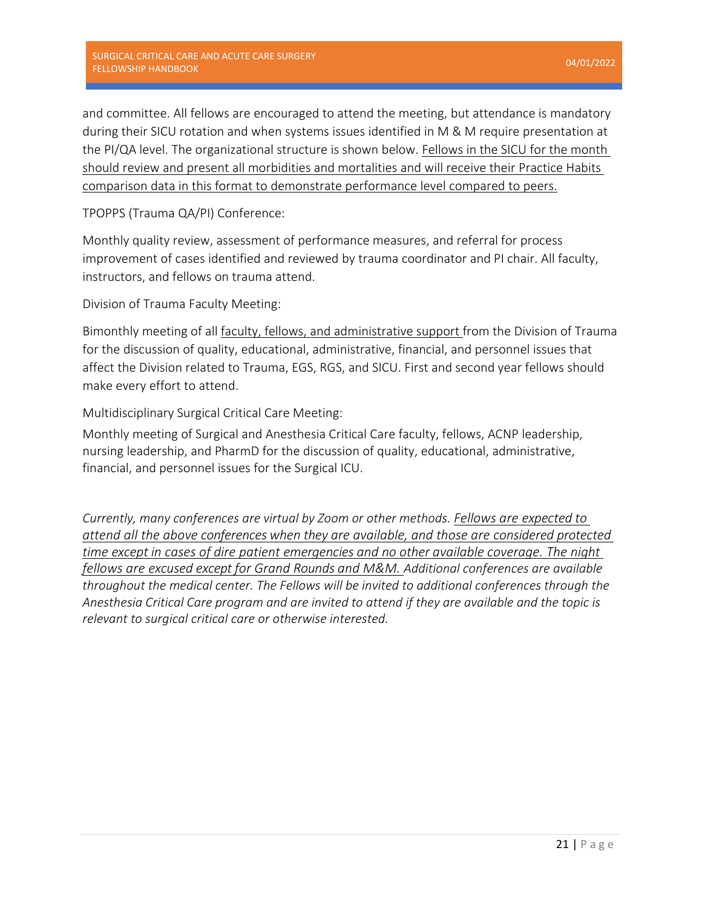and committee. All fellows are encouraged to attend the meeting, but attendance is mandatory during their SICU rotation and when systems issues identified in M & M require presentation at the PI/QA level. The organizational structure is shown below. <u>Fellows in the SICU for the month should review and present all morbidities and mortalities and will receive their Practice Habits comparison data in this format to demonstrate performance level compared to peers.</u>

TPOPPS (Trauma QA/PI) Conference:

Monthly quality review, assessment of performance measures, and referral for process improvement of cases identified and reviewed by trauma coordinator and PI chair. All faculty, instructors, and fellows on trauma attend.

Division of Trauma Faculty Meeting:

Bimonthly meeting of all <u>faculty, fellows, and administrative support</u> from the Division of Trauma for the discussion of quality, educational, administrative, financial, and personnel issues that affect the Division related to Trauma, EGS, RGS, and SICU. First and second year fellows should make every effort to attend.

Multidisciplinary Surgical Critical Care Meeting:

Monthly meeting of Surgical and Anesthesia Critical Care faculty, fellows, ACNP leadership, nursing leadership, and PharmD for the discussion of quality, educational, administrative, financial, and personnel issues for the Surgical ICU.

*Currently, many conferences are virtual by Zoom or other methods. <u>Fellows are expected to attend all the above conferences when they are available, and those are considered protected time except in cases of dire patient emergencies and no other available coverage. The night fellows are excused except for Grand Rounds and M&M.</u> Additional conferences are available throughout the medical center. The Fellows will be invited to additional conferences through the Anesthesia Critical Care program and are invited to attend if they are available and the topic is relevant to surgical critical care or otherwise interested.*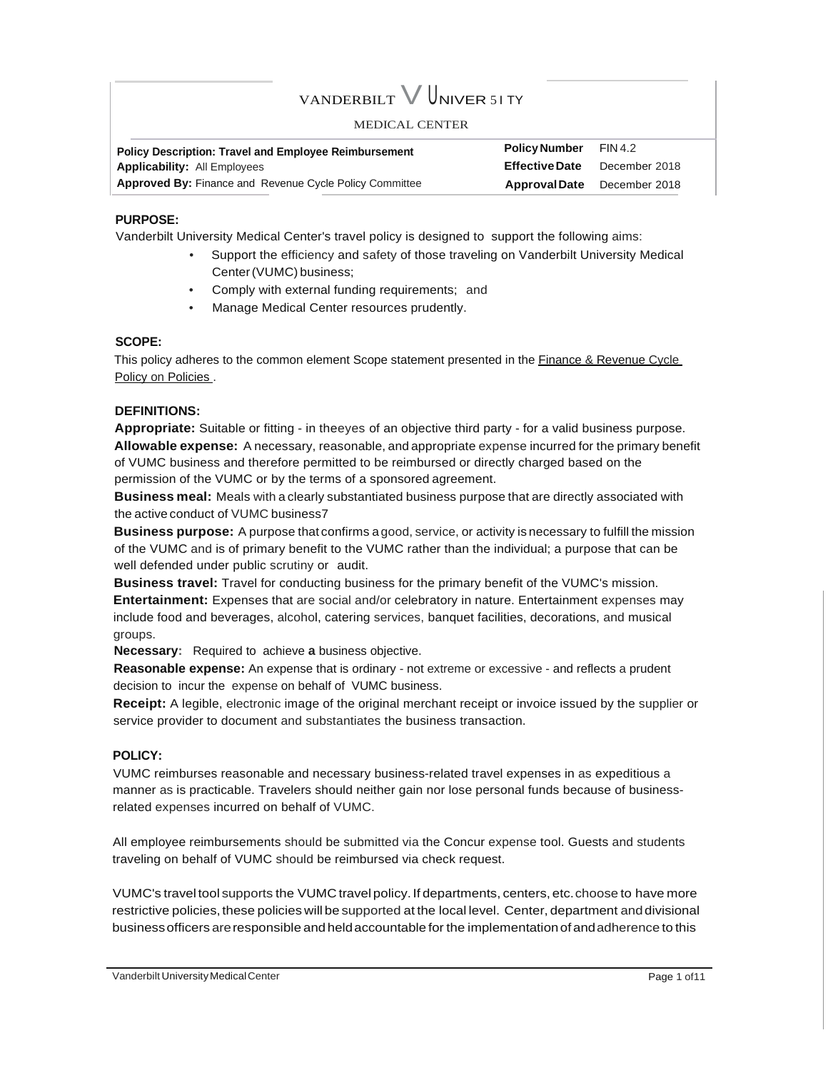# VANDERBILT UNIVERSITY MEDICAL CENTER

| **Policy Description: Travel and Employee Reimbursement** | **Policy Number** | FIN 4.2 |
|---|---|---|
| **Applicability:** All Employees | **Effective Date** | December 2018 |
| **Approved By:** Finance and Revenue Cycle Policy Committee | **Approval Date** | December 2018 |

## PURPOSE:

Vanderbilt University Medical Center's travel policy is designed to support the following aims:

- Support the efficiency and safety of those traveling on Vanderbilt University Medical Center (VUMC) business;
- Comply with external funding requirements; and
- Manage Medical Center resources prudently.

## SCOPE:

This policy adheres to the common element Scope statement presented in the Finance & Revenue Cycle Policy on Policies .

## DEFINITIONS:

**Appropriate:** Suitable or fitting - in theeyes of an objective third party - for a valid business purpose.

**Allowable expense:** A necessary, reasonable, and appropriate expense incurred for the primary benefit of VUMC business and therefore permitted to be reimbursed or directly charged based on the permission of the VUMC or by the terms of a sponsored agreement.

**Business meal:** Meals with a clearly substantiated business purpose that are directly associated with the active conduct of VUMC business7

**Business purpose:** A purpose that confirms a good, service, or activity is necessary to fulfill the mission of the VUMC and is of primary benefit to the VUMC rather than the individual; a purpose that can be well defended under public scrutiny or audit.

**Business travel:** Travel for conducting business for the primary benefit of the VUMC's mission.

**Entertainment:** Expenses that are social and/or celebratory in nature. Entertainment expenses may include food and beverages, alcohol, catering services, banquet facilities, decorations, and musical groups.

**Necessary:** Required to achieve **a** business objective.

**Reasonable expense:** An expense that is ordinary - not extreme or excessive - and reflects a prudent decision to incur the expense on behalf of VUMC business.

**Receipt:** A legible, electronic image of the original merchant receipt or invoice issued by the supplier or service provider to document and substantiates the business transaction.

## POLICY:

VUMC reimburses reasonable and necessary business-related travel expenses in as expeditious a manner as is practicable. Travelers should neither gain nor lose personal funds because of business-related expenses incurred on behalf of VUMC.

All employee reimbursements should be submitted via the Concur expense tool. Guests and students traveling on behalf of VUMC should be reimbursed via check request.

VUMC's travel tool supports the VUMC travel policy. If departments, centers, etc. choose to have more restrictive policies, these policies will be supported at the local level. Center, department and divisional business officers are responsible and held accountable for the implementation of and adherence to this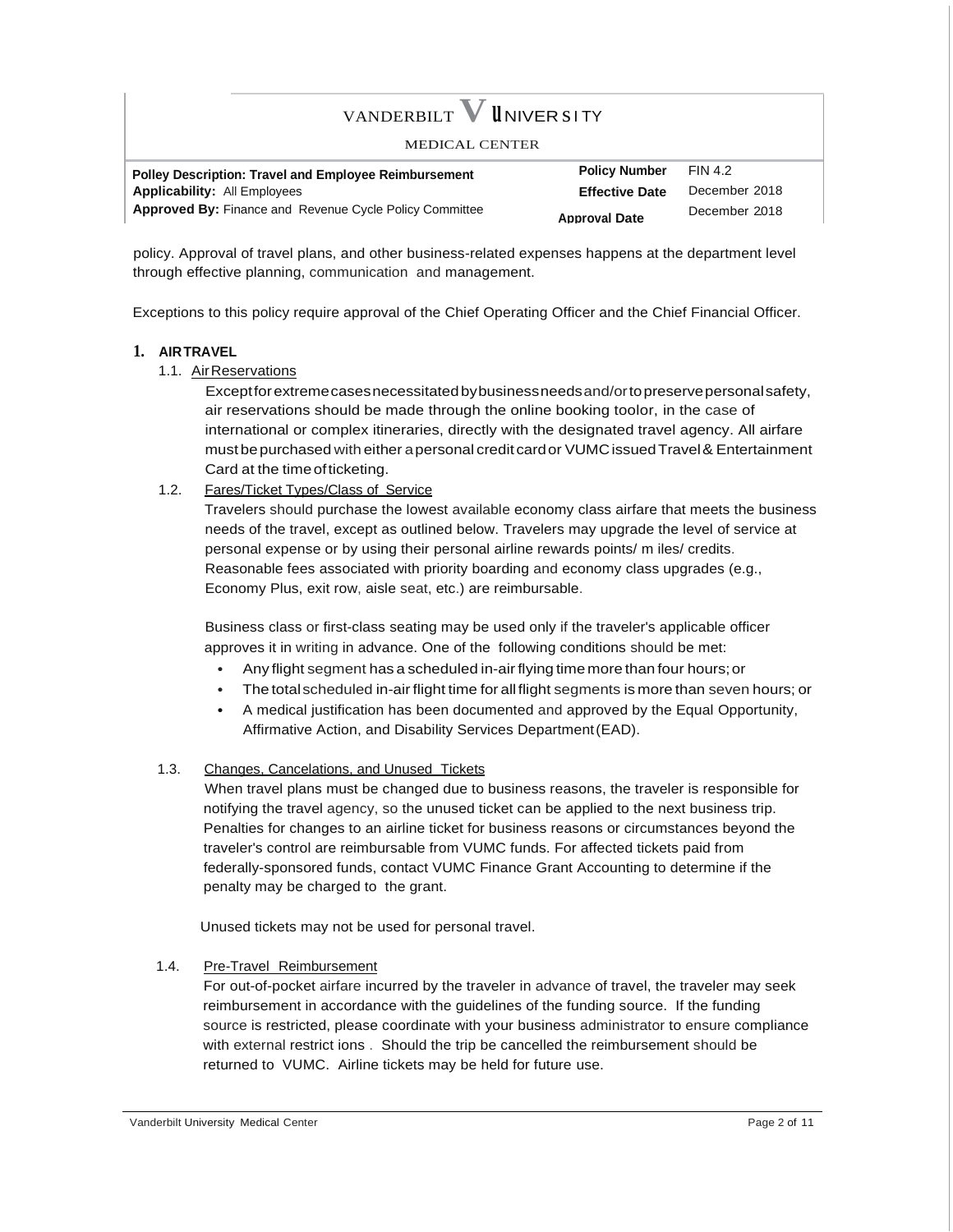policy. Approval of travel plans, and other business-related expenses happens at the department level through effective planning, communication and management.

Exceptions to this policy require approval of the Chief Operating Officer and the Chief Financial Officer.

## 1. AIR TRAVEL

### 1.1. Air Reservations

Except for extreme cases necessitated by business needs and/or to preserve personal safety, air reservations should be made through the online booking toolor, in the case of international or complex itineraries, directly with the designated travel agency. All airfare must be purchased with either a personal credit card or VUMC issued Travel & Entertainment Card at the time of ticketing.

### 1.2. Fares/Ticket Types/Class of Service

Travelers should purchase the lowest available economy class airfare that meets the business needs of the travel, except as outlined below. Travelers may upgrade the level of service at personal expense or by using their personal airline rewards points/ m iles/ credits. Reasonable fees associated with priority boarding and economy class upgrades (e.g., Economy Plus, exit row, aisle seat, etc.) are reimbursable.

Business class or first-class seating may be used only if the traveler's applicable officer approves it in writing in advance. One of the following conditions should be met:

- Any flight segment has a scheduled in-air flying time more than four hours; or
- The total scheduled in-air flight time for all flight segments is more than seven hours; or
- A medical justification has been documented and approved by the Equal Opportunity, Affirmative Action, and Disability Services Department (EAD).

### 1.3. Changes, Cancelations, and Unused Tickets

When travel plans must be changed due to business reasons, the traveler is responsible for notifying the travel agency, so the unused ticket can be applied to the next business trip. Penalties for changes to an airline ticket for business reasons or circumstances beyond the traveler's control are reimbursable from VUMC funds. For affected tickets paid from federally-sponsored funds, contact VUMC Finance Grant Accounting to determine if the penalty may be charged to the grant.

Unused tickets may not be used for personal travel.

### 1.4. Pre-Travel Reimbursement

For out-of-pocket airfare incurred by the traveler in advance of travel, the traveler may seek reimbursement in accordance with the guidelines of the funding source. If the funding source is restricted, please coordinate with your business administrator to ensure compliance with external restrict ions . Should the trip be cancelled the reimbursement should be returned to VUMC. Airline tickets may be held for future use.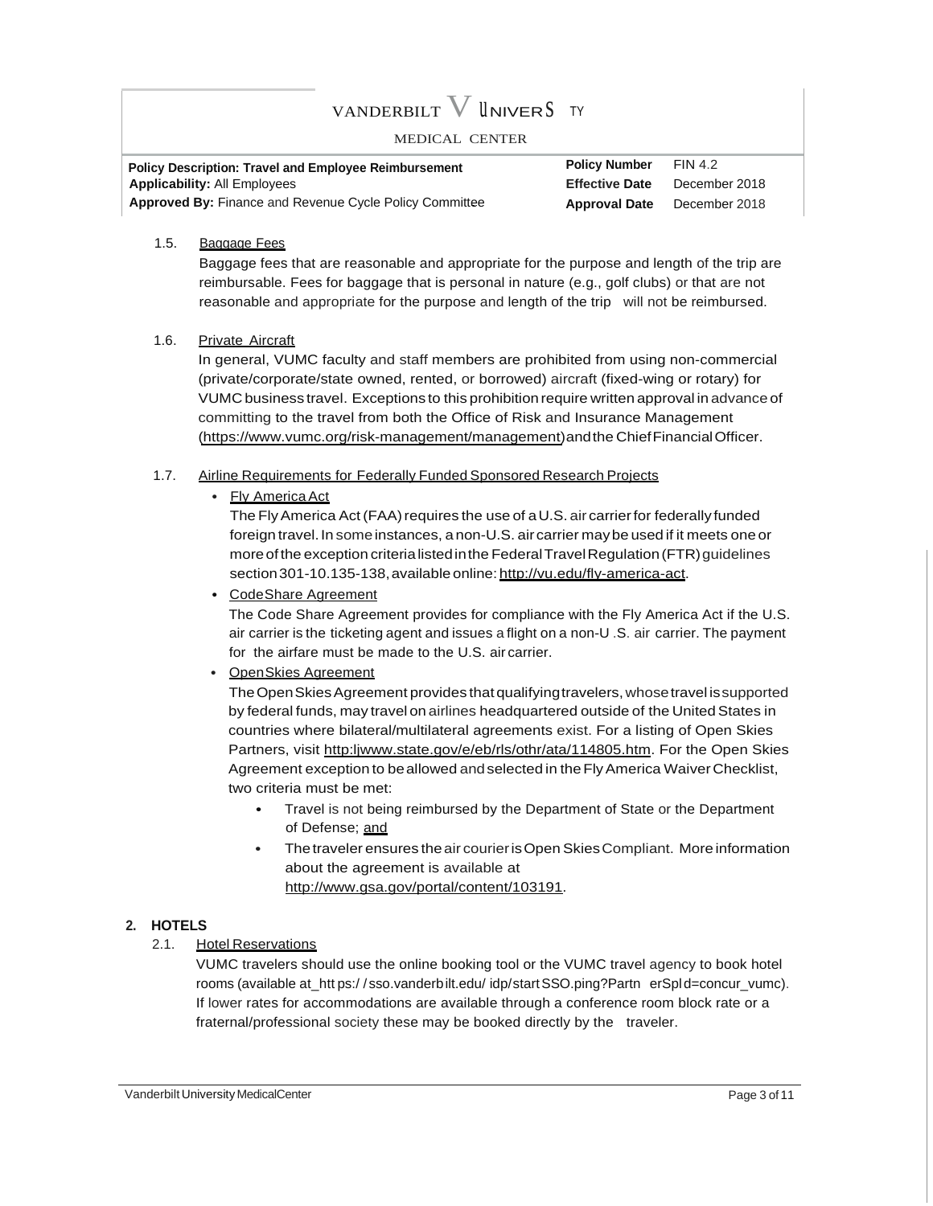1.5. Baggage Fees

Baggage fees that are reasonable and appropriate for the purpose and length of the trip are reimbursable. Fees for baggage that is personal in nature (e.g., golf clubs) or that are not reasonable and appropriate for the purpose and length of the trip will not be reimbursed.

1.6. Private Aircraft

In general, VUMC faculty and staff members are prohibited from using non-commercial (private/corporate/state owned, rented, or borrowed) aircraft (fixed-wing or rotary) for VUMC business travel. Exceptions to this prohibition require written approval in advance of committing to the travel from both the Office of Risk and Insurance Management (https://www.vumc.org/risk-management/management) and the Chief Financial Officer.

1.7. Airline Requirements for Federally Funded Sponsored Research Projects

- Fly America Act

  The Fly America Act (FAA) requires the use of a U.S. air carrier for federally funded foreign travel. In some instances, a non-U.S. air carrier may be used if it meets one or more of the exception criteria listed in the Federal Travel Regulation (FTR) guidelines section 301-10.135-138, available online: http://vu.edu/fly-america-act.

- CodeShare Agreement

  The Code Share Agreement provides for compliance with the Fly America Act if the U.S. air carrier is the ticketing agent and issues a flight on a non-U .S. air carrier. The payment for the airfare must be made to the U.S. air carrier.

- OpenSkies Agreement

  The Open Skies Agreement provides that qualifying travelers, whose travel is supported by federal funds, may travel on airlines headquartered outside of the United States in countries where bilateral/multilateral agreements exist. For a listing of Open Skies Partners, visit http:ljwww.state.gov/e/eb/rls/othr/ata/114805.htm. For the Open Skies Agreement exception to be allowed and selected in the Fly America Waiver Checklist, two criteria must be met:

  - Travel is not being reimbursed by the Department of State or the Department of Defense; and
  - The traveler ensures the air courier is Open Skies Compliant. More information about the agreement is available at http://www.gsa.gov/portal/content/103191.

## 2. HOTELS

2.1. Hotel Reservations

VUMC travelers should use the online booking tool or the VUMC travel agency to book hotel rooms (available at_htt ps:/ /sso.vanderbilt.edu/ idp/startSSO.ping?Partn erSpId=concur_vumc). If lower rates for accommodations are available through a conference room block rate or a fraternal/professional society these may be booked directly by the traveler.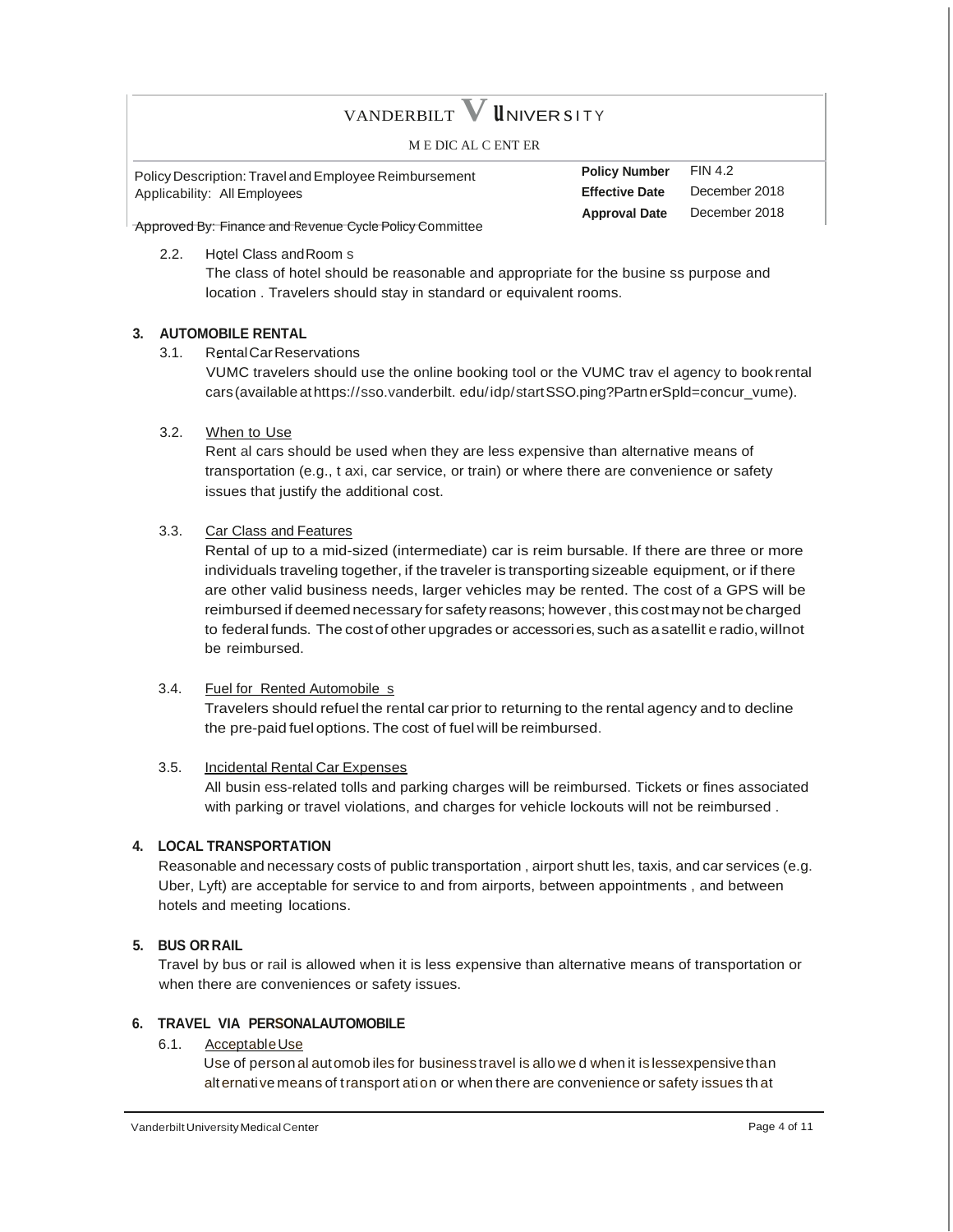2.2. Hotel Class and Rooms

The class of hotel should be reasonable and appropriate for the business purpose and location. Travelers should stay in standard or equivalent rooms.

## 3. AUTOMOBILE RENTAL

3.1. Rental Car Reservations

VUMC travelers should use the online booking tool or the VUMC travel agency to book rental cars (available at https://sso.vanderbilt.edu/idp/startSSO.ping?PartnerSpId=concur_vume).

3.2. When to Use

Rental cars should be used when they are less expensive than alternative means of transportation (e.g., taxi, car service, or train) or where there are convenience or safety issues that justify the additional cost.

3.3. Car Class and Features

Rental of up to a mid-sized (intermediate) car is reimbursable. If there are three or more individuals traveling together, if the traveler is transporting sizeable equipment, or if there are other valid business needs, larger vehicles may be rented. The cost of a GPS will be reimbursed if deemed necessary for safety reasons; however, this cost may not be charged to federal funds. The cost of other upgrades or accessories, such as a satellite radio, will not be reimbursed.

3.4. Fuel for Rented Automobiles

Travelers should refuel the rental car prior to returning to the rental agency and to decline the pre-paid fuel options. The cost of fuel will be reimbursed.

3.5. Incidental Rental Car Expenses

All business-related tolls and parking charges will be reimbursed. Tickets or fines associated with parking or travel violations, and charges for vehicle lockouts will not be reimbursed.

## 4. LOCAL TRANSPORTATION

Reasonable and necessary costs of public transportation, airport shuttles, taxis, and car services (e.g. Uber, Lyft) are acceptable for service to and from airports, between appointments, and between hotels and meeting locations.

## 5. BUS OR RAIL

Travel by bus or rail is allowed when it is less expensive than alternative means of transportation or when there are conveniences or safety issues.

## 6. TRAVEL VIA PERSONAL AUTOMOBILE

6.1. Acceptable Use

Use of personal automobiles for business travel is allowed when it is less expensive than alternative means of transportation or when there are convenience or safety issues that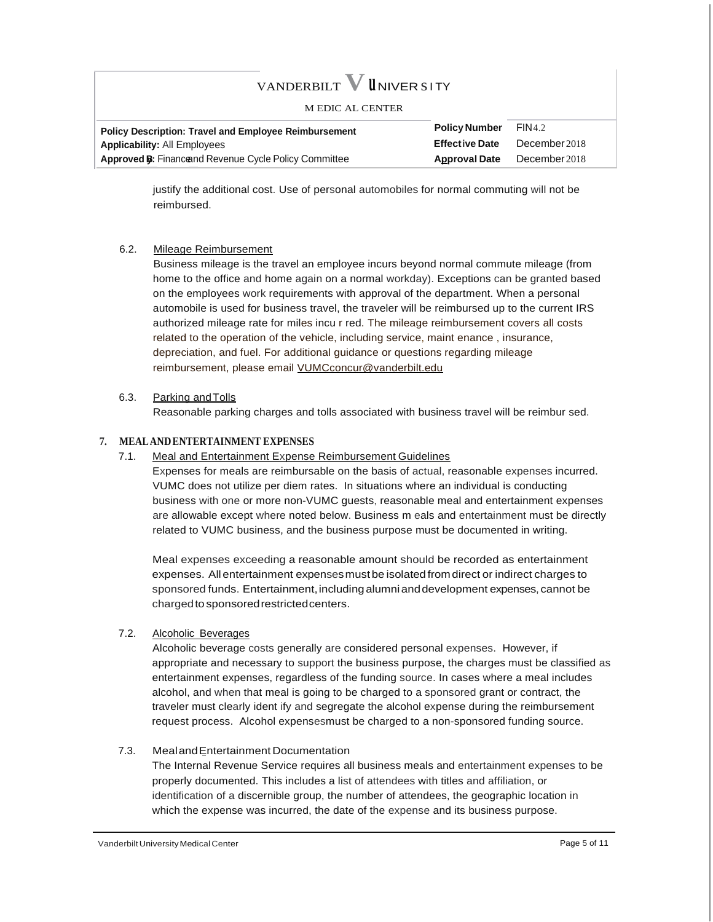justify the additional cost. Use of personal automobiles for normal commuting will not be reimbursed.

6.2. Mileage Reimbursement

Business mileage is the travel an employee incurs beyond normal commute mileage (from home to the office and home again on a normal workday). Exceptions can be granted based on the employees work requirements with approval of the department. When a personal automobile is used for business travel, the traveler will be reimbursed up to the current IRS authorized mileage rate for miles incu r red. The mileage reimbursement covers all costs related to the operation of the vehicle, including service, maint enance , insurance, depreciation, and fuel. For additional guidance or questions regarding mileage reimbursement, please email VUMCconcur@vanderbilt.edu

6.3. Parking and Tolls

Reasonable parking charges and tolls associated with business travel will be reimbur sed.

## 7. MEAL AND ENTERTAINMENT EXPENSES

7.1. Meal and Entertainment Expense Reimbursement Guidelines

Expenses for meals are reimbursable on the basis of actual, reasonable expenses incurred. VUMC does not utilize per diem rates. In situations where an individual is conducting business with one or more non-VUMC guests, reasonable meal and entertainment expenses are allowable except where noted below. Business m eals and entertainment must be directly related to VUMC business, and the business purpose must be documented in writing.

Meal expenses exceeding a reasonable amount should be recorded as entertainment expenses. All entertainment expenses must be isolated from direct or indirect charges to sponsored funds. Entertainment, including alumni and development expenses, cannot be charged to sponsored restricted centers.

7.2. Alcoholic Beverages

Alcoholic beverage costs generally are considered personal expenses. However, if appropriate and necessary to support the business purpose, the charges must be classified as entertainment expenses, regardless of the funding source. In cases where a meal includes alcohol, and when that meal is going to be charged to a sponsored grant or contract, the traveler must clearly ident ify and segregate the alcohol expense during the reimbursement request process. Alcohol expensesmust be charged to a non-sponsored funding source.

7.3. Meal and Entertainment Documentation

The Internal Revenue Service requires all business meals and entertainment expenses to be properly documented. This includes a list of attendees with titles and affiliation, or identification of a discernible group, the number of attendees, the geographic location in which the expense was incurred, the date of the expense and its business purpose.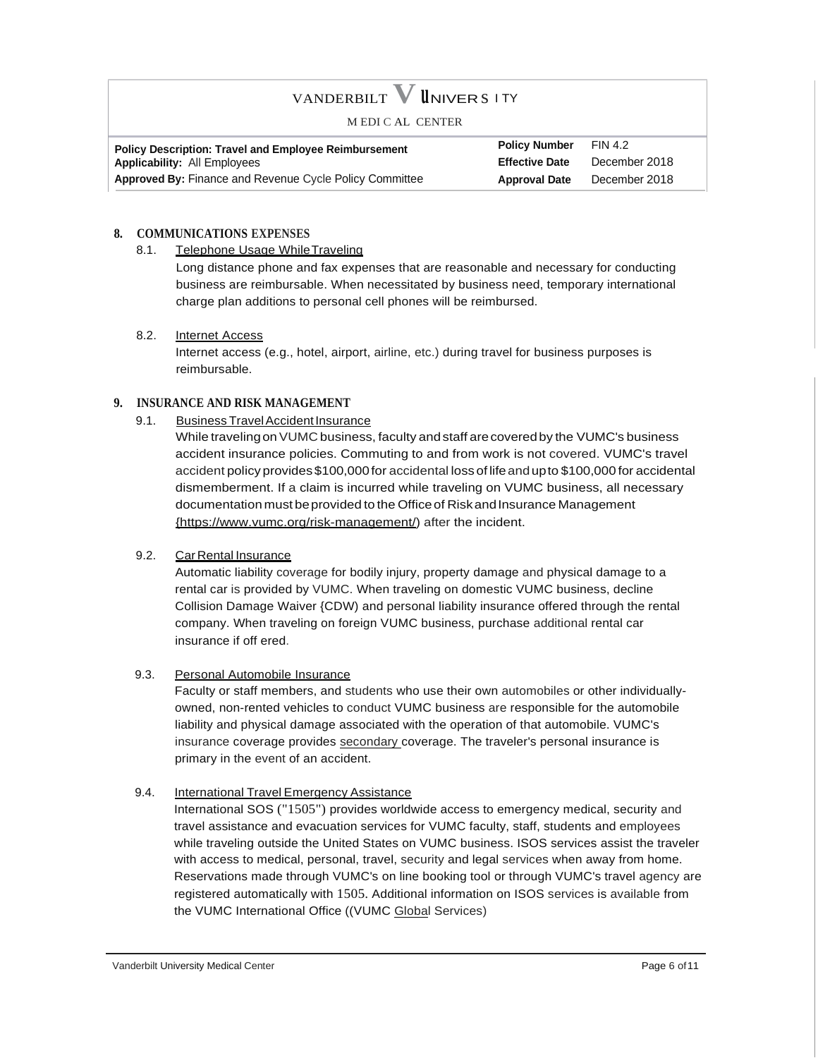## 8. COMMUNICATIONS EXPENSES

### 8.1. Telephone Usage While Traveling

Long distance phone and fax expenses that are reasonable and necessary for conducting business are reimbursable. When necessitated by business need, temporary international charge plan additions to personal cell phones will be reimbursed.

### 8.2. Internet Access

Internet access (e.g., hotel, airport, airline, etc.) during travel for business purposes is reimbursable.

## 9. INSURANCE AND RISK MANAGEMENT

### 9.1. Business Travel Accident Insurance

While traveling on VUMC business, faculty and staff are covered by the VUMC's business accident insurance policies. Commuting to and from work is not covered. VUMC's travel accident policy provides $100,000 for accidental loss of life and up to $100,000 for accidental dismemberment. If a claim is incurred while traveling on VUMC business, all necessary documentation must be provided to the Office of Risk and Insurance Management {https://www.vumc.org/risk-management/) after the incident.

### 9.2. Car Rental Insurance

Automatic liability coverage for bodily injury, property damage and physical damage to a rental car is provided by VUMC. When traveling on domestic VUMC business, decline Collision Damage Waiver {CDW) and personal liability insurance offered through the rental company. When traveling on foreign VUMC business, purchase additional rental car insurance if off ered.

### 9.3. Personal Automobile Insurance

Faculty or staff members, and students who use their own automobiles or other individually-owned, non-rented vehicles to conduct VUMC business are responsible for the automobile liability and physical damage associated with the operation of that automobile. VUMC's insurance coverage provides secondary coverage. The traveler's personal insurance is primary in the event of an accident.

### 9.4. International Travel Emergency Assistance

International SOS ("1505") provides worldwide access to emergency medical, security and travel assistance and evacuation services for VUMC faculty, staff, students and employees while traveling outside the United States on VUMC business. ISOS services assist the traveler with access to medical, personal, travel, security and legal services when away from home. Reservations made through VUMC's on line booking tool or through VUMC's travel agency are registered automatically with 1505. Additional information on ISOS services is available from the VUMC International Office ((VUMC Global Services)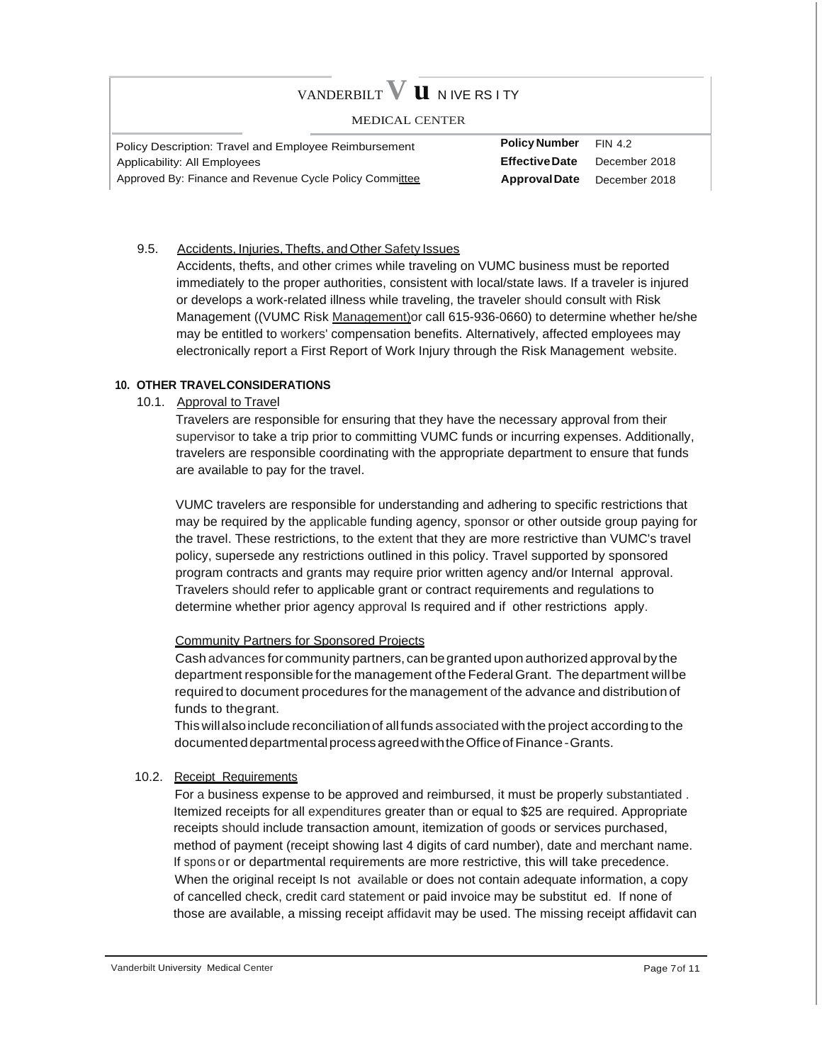### 9.5. Accidents, Injuries, Thefts, and Other Safety Issues

Accidents, thefts, and other crimes while traveling on VUMC business must be reported immediately to the proper authorities, consistent with local/state laws. If a traveler is injured or develops a work-related illness while traveling, the traveler should consult with Risk Management ((VUMC Risk Management)or call 615-936-0660) to determine whether he/she may be entitled to workers' compensation benefits. Alternatively, affected employees may electronically report a First Report of Work Injury through the Risk Management website.

## 10. OTHER TRAVELCONSIDERATIONS

### 10.1. Approval to Travel

Travelers are responsible for ensuring that they have the necessary approval from their supervisor to take a trip prior to committing VUMC funds or incurring expenses. Additionally, travelers are responsible coordinating with the appropriate department to ensure that funds are available to pay for the travel.

VUMC travelers are responsible for understanding and adhering to specific restrictions that may be required by the applicable funding agency, sponsor or other outside group paying for the travel. These restrictions, to the extent that they are more restrictive than VUMC's travel policy, supersede any restrictions outlined in this policy. Travel supported by sponsored program contracts and grants may require prior written agency and/or Internal approval. Travelers should refer to applicable grant or contract requirements and regulations to determine whether prior agency approval Is required and if other restrictions apply.

Community Partners for Sponsored Projects

Cash advances for community partners, can be granted upon authorized approval by the department responsible for the management of the Federal Grant. The department will be required to document procedures for the management of the advance and distribution of funds to the grant.

This will also include reconciliation of all funds associated with the project according to the documented departmental process agreed with the Office of Finance - Grants.

### 10.2. Receipt Requirements

For a business expense to be approved and reimbursed, it must be properly substantiated . Itemized receipts for all expenditures greater than or equal to $25 are required. Appropriate receipts should include transaction amount, itemization of goods or services purchased, method of payment (receipt showing last 4 digits of card number), date and merchant name. If sponsor or departmental requirements are more restrictive, this will take precedence. When the original receipt Is not available or does not contain adequate information, a copy of cancelled check, credit card statement or paid invoice may be substitut ed. If none of those are available, a missing receipt affidavit may be used. The missing receipt affidavit can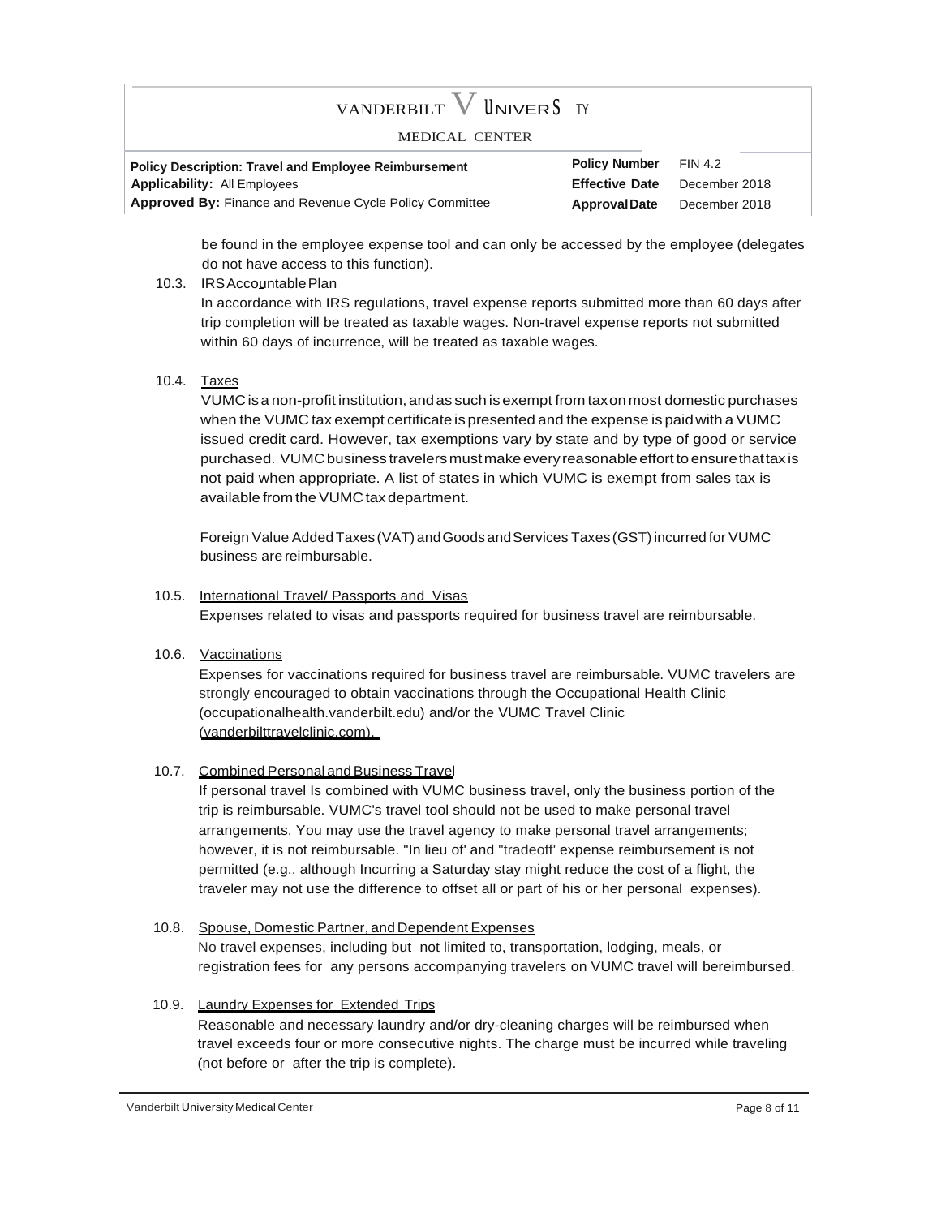be found in the employee expense tool and can only be accessed by the employee (delegates do not have access to this function).

10.3. IRS Accountable Plan

In accordance with IRS regulations, travel expense reports submitted more than 60 days after trip completion will be treated as taxable wages. Non-travel expense reports not submitted within 60 days of incurrence, will be treated as taxable wages.

10.4. Taxes

VUMC is a non-profit institution, and as such is exempt from tax on most domestic purchases when the VUMC tax exempt certificate is presented and the expense is paid with a VUMC issued credit card. However, tax exemptions vary by state and by type of good or service purchased. VUMC business travelers must make every reasonable effort to ensure that tax is not paid when appropriate. A list of states in which VUMC is exempt from sales tax is available from the VUMC tax department.

Foreign Value Added Taxes (VAT) and Goods and Services Taxes (GST) incurred for VUMC business are reimbursable.

10.5. International Travel/ Passports and Visas

Expenses related to visas and passports required for business travel are reimbursable.

10.6. Vaccinations

Expenses for vaccinations required for business travel are reimbursable. VUMC travelers are strongly encouraged to obtain vaccinations through the Occupational Health Clinic (occupationalhealth.vanderbilt.edu) and/or the VUMC Travel Clinic (vanderbilttravelclinic.com).

10.7. Combined Personal and Business Travel

If personal travel Is combined with VUMC business travel, only the business portion of the trip is reimbursable. VUMC's travel tool should not be used to make personal travel arrangements. You may use the travel agency to make personal travel arrangements; however, it is not reimbursable. "In lieu of' and "tradeoff' expense reimbursement is not permitted (e.g., although Incurring a Saturday stay might reduce the cost of a flight, the traveler may not use the difference to offset all or part of his or her personal expenses).

10.8. Spouse, Domestic Partner, and Dependent Expenses

No travel expenses, including but not limited to, transportation, lodging, meals, or registration fees for any persons accompanying travelers on VUMC travel will bereimbursed.

10.9. Laundry Expenses for Extended Trips

Reasonable and necessary laundry and/or dry-cleaning charges will be reimbursed when travel exceeds four or more consecutive nights. The charge must be incurred while traveling (not before or after the trip is complete).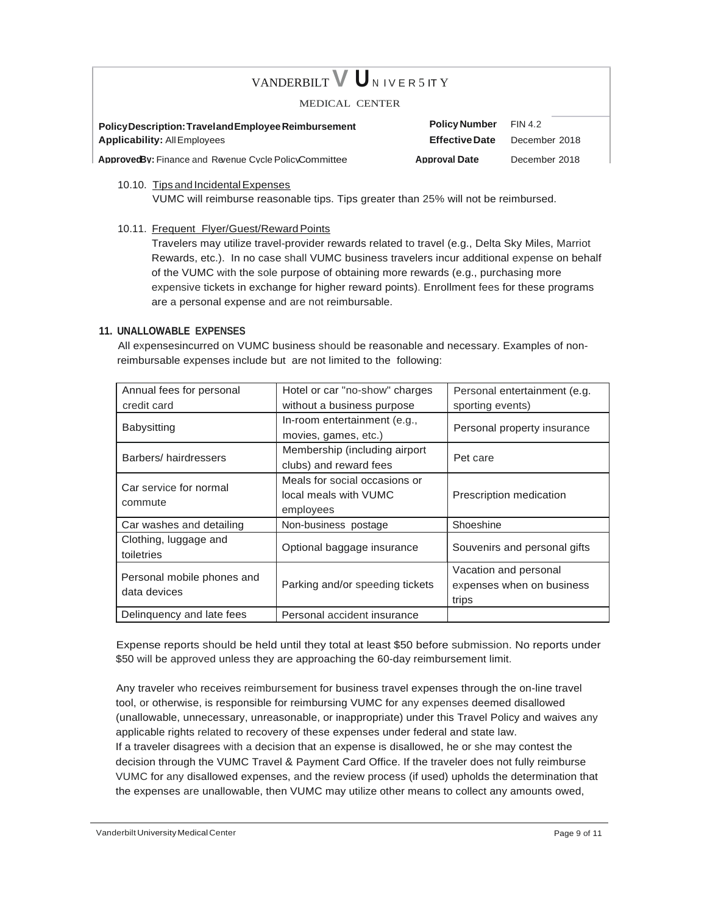10.10. Tips and Incidental Expenses

VUMC will reimburse reasonable tips. Tips greater than 25% will not be reimbursed.

10.11. Frequent Flyer/Guest/Reward Points

Travelers may utilize travel-provider rewards related to travel (e.g., Delta Sky Miles, Marriot Rewards, etc.). In no case shall VUMC business travelers incur additional expense on behalf of the VUMC with the sole purpose of obtaining more rewards (e.g., purchasing more expensive tickets in exchange for higher reward points). Enrollment fees for these programs are a personal expense and are not reimbursable.

## 11. UNALLOWABLE EXPENSES

All expensesincurred on VUMC business should be reasonable and necessary. Examples of non-reimbursable expenses include but are not limited to the following:

| | | |
|---|---|---|
| Annual fees for personal credit card | Hotel or car "no-show" charges without a business purpose | Personal entertainment (e.g. sporting events) |
| Babysitting | In-room entertainment (e.g., movies, games, etc.) | Personal property insurance |
| Barbers/ hairdressers | Membership (including airport clubs) and reward fees | Pet care |
| Car service for normal commute | Meals for social occasions or local meals with VUMC employees | Prescription medication |
| Car washes and detailing | Non-business postage | Shoeshine |
| Clothing, luggage and toiletries | Optional baggage insurance | Souvenirs and personal gifts |
| Personal mobile phones and data devices | Parking and/or speeding tickets | Vacation and personal expenses when on business trips |
| Delinquency and late fees | Personal accident insurance | |

Expense reports should be held until they total at least $50 before submission. No reports under $50 will be approved unless they are approaching the 60-day reimbursement limit.

Any traveler who receives reimbursement for business travel expenses through the on-line travel tool, or otherwise, is responsible for reimbursing VUMC for any expenses deemed disallowed (unallowable, unnecessary, unreasonable, or inappropriate) under this Travel Policy and waives any applicable rights related to recovery of these expenses under federal and state law.
If a traveler disagrees with a decision that an expense is disallowed, he or she may contest the decision through the VUMC Travel & Payment Card Office. If the traveler does not fully reimburse VUMC for any disallowed expenses, and the review process (if used) upholds the determination that the expenses are unallowable, then VUMC may utilize other means to collect any amounts owed,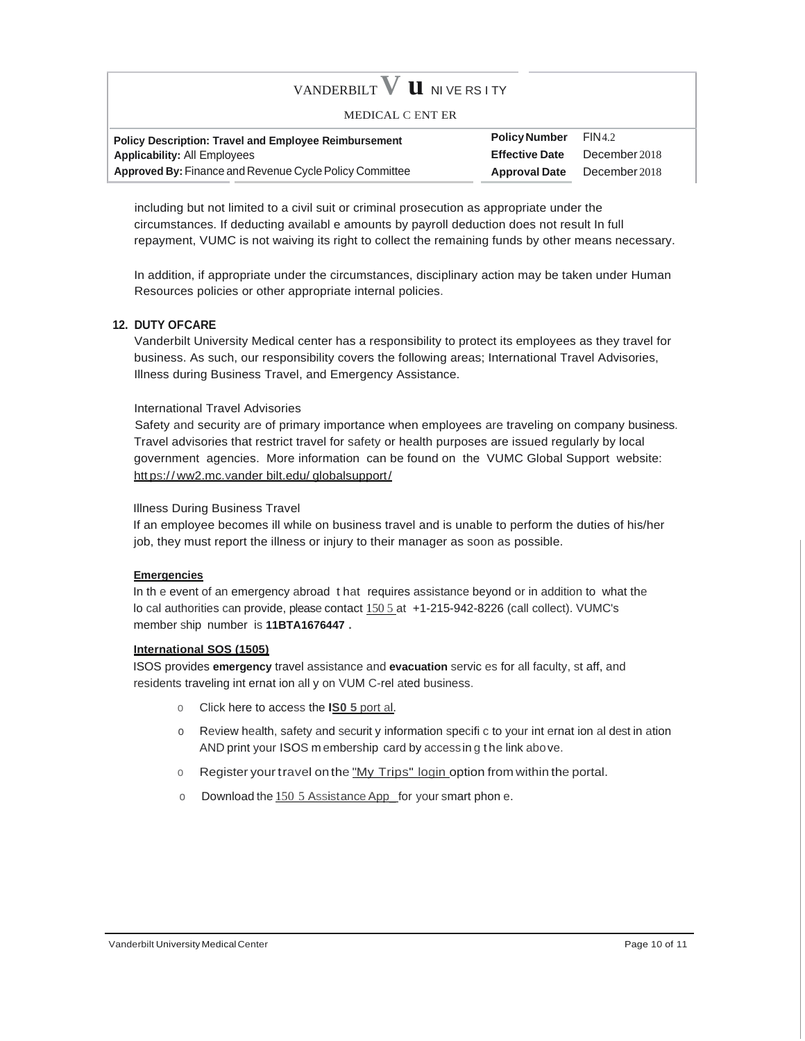including but not limited to a civil suit or criminal prosecution as appropriate under the circumstances. If deducting availabl e amounts by payroll deduction does not result In full repayment, VUMC is not waiving its right to collect the remaining funds by other means necessary.

In addition, if appropriate under the circumstances, disciplinary action may be taken under Human Resources policies or other appropriate internal policies.

**12. DUTY OFCARE**

Vanderbilt University Medical center has a responsibility to protect its employees as they travel for business. As such, our responsibility covers the following areas; International Travel Advisories, Illness during Business Travel, and Emergency Assistance.

International Travel Advisories

Safety and security are of primary importance when employees are traveling on company business. Travel advisories that restrict travel for safety or health purposes are issued regularly by local government agencies. More information can be found on the VUMC Global Support website: https://ww2.mc.vander bilt.edu/ globalsupport/

Illness During Business Travel

If an employee becomes ill while on business travel and is unable to perform the duties of his/her job, they must report the illness or injury to their manager as soon as possible.

**Emergencies**

In th e event of an emergency abroad t hat requires assistance beyond or in addition to what the lo cal authorities can provide, please contact 150 5 at +1-215-942-8226 (call collect). VUMC's member ship number is **11BTA1676447 .**

**International SOS (1505)**

ISOS provides **emergency** travel assistance and **evacuation** servic es for all faculty, st aff, and residents traveling int ernat ion all y on VUM C-rel ated business.

- Click here to access the **IS0 5** port al.
- Review health, safety and securit y information specifi c to your int ernat ion al dest in ation AND print your ISOS m embership card by accessin g the link above.
- Register your travel on the "My Trips" login option from within the portal.
- Download the 150 5 Assistance App for your smart phon e.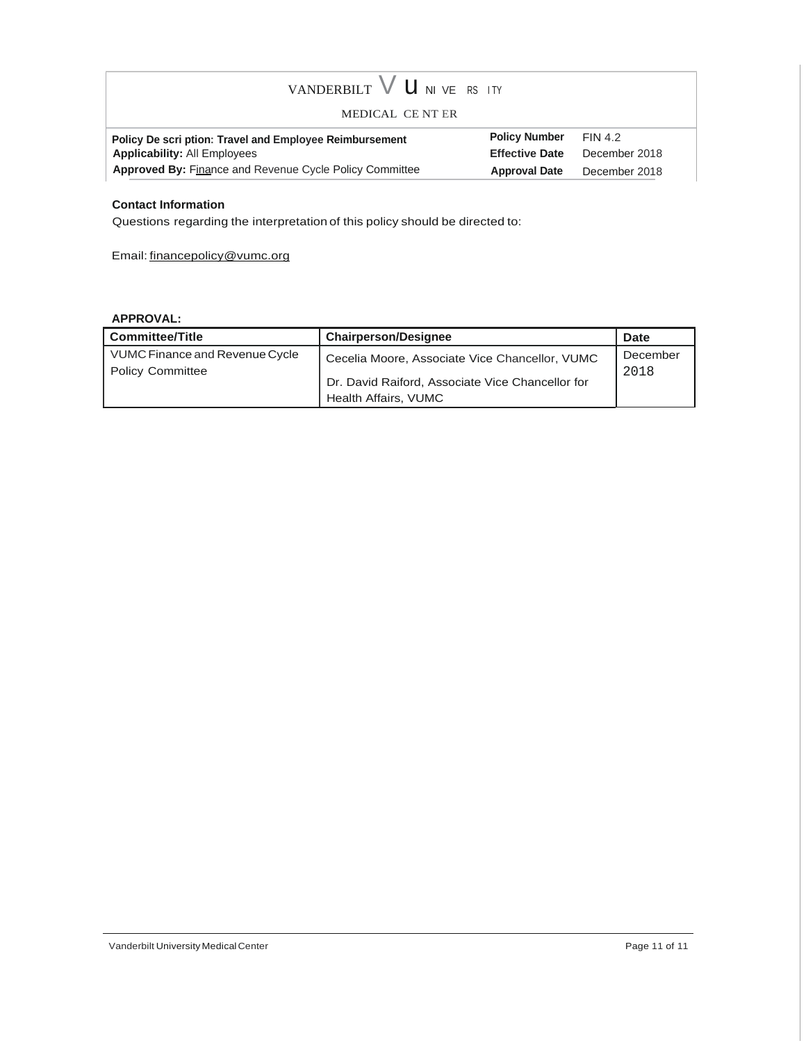#### Contact Information

Questions regarding the interpretation of this policy should be directed to:

Email: financepolicy@vumc.org

**APPROVAL:**

| Committee/Title | Chairperson/Designee | Date |
|---|---|---|
| VUMC Finance and Revenue Cycle Policy Committee | Cecelia Moore, Associate Vice Chancellor, VUMC<br>Dr. David Raiford, Associate Vice Chancellor for Health Affairs, VUMC | December 2018 |